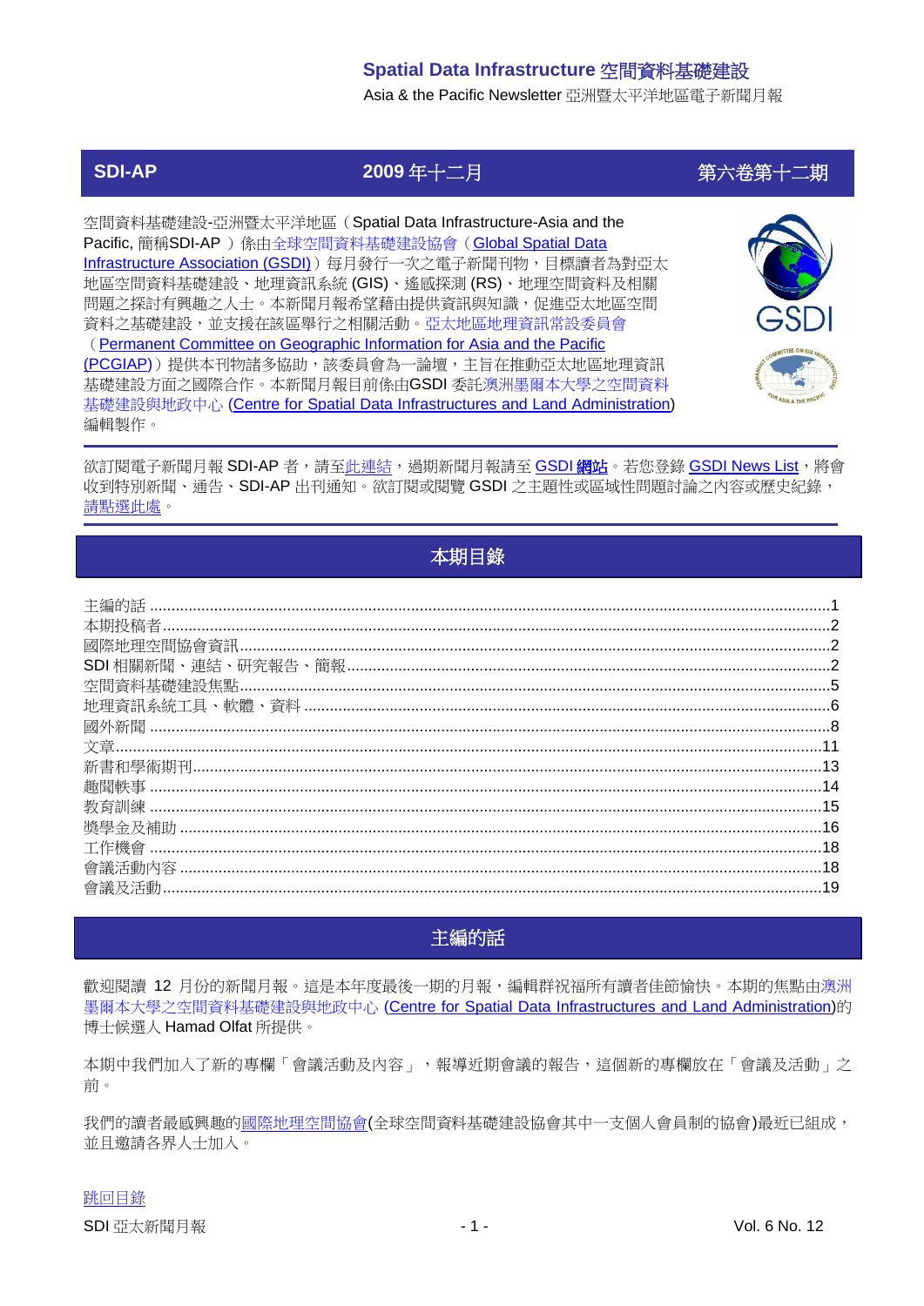# Spatial Data Infrastructure 空間資料基礎建設

Asia & the Pacific Newsletter 亞洲暨太平洋地區電子新聞月報

| SDI-AP | 2009 年十二月 | 第六卷第十二期 |
|---|---|---|

空間資料基礎建設-亞洲暨太平洋地區（Spatial Data Infrastructure-Asia and the Pacific, 簡稱SDI-AP ）係由全球空間資料基礎建設協會（Global Spatial Data Infrastructure Association (GSDI)）每月發行一次之電子新聞刊物，目標讀者為對亞太地區空間資料基礎建設、地理資訊系統 (GIS)、遙感探測 (RS)、地理空間資料及相關問題之探討有興趣之人士。本新聞月報希望藉由提供資訊與知識，促進亞太地區空間資料之基礎建設，並支援在該區舉行之相關活動。亞太地區地理資訊常設委員會（Permanent Committee on Geographic Information for Asia and the Pacific (PCGIAP)）提供本刊物諸多協助，該委員會為一論壇，主旨在推動亞太地區地理資訊基礎建設方面之國際合作。本新聞月報目前係由GSDI 委託澳洲墨爾本大學之空間資料基礎建設與地政中心 (Centre for Spatial Data Infrastructures and Land Administration) 編輯製作。

欲訂閱電子新聞月報 SDI-AP 者，請至此連結，過期新聞月報請至 GSDI 網站。若您登錄 GSDI News List，將會收到特別新聞、通告、SDI-AP 出刊通知。欲訂閱或閱覽 GSDI 之主題性或區域性問題討論之內容或歷史紀錄，請點選此處。

## 本期目錄

- 主編的話 ....1
- 本期投稿者 ....2
- 國際地理空間協會資訊 ....2
- SDI 相關新聞、連結、研究報告、簡報 ....2
- 空間資料基礎建設焦點 ....5
- 地理資訊系統工具、軟體、資料 ....6
- 國外新聞 ....8
- 文章 ....11
- 新書和學術期刊 ....13
- 趣聞軼事 ....14
- 教育訓練 ....15
- 獎學金及補助 ....16
- 工作機會 ....18
- 會議活動內容 ....18
- 會議及活動 ....19

## 主編的話

歡迎閱讀 12 月份的新聞月報。這是本年度最後一期的月報，編輯群祝福所有讀者佳節愉快。本期的焦點由澳洲墨爾本大學之空間資料基礎建設與地政中心 (Centre for Spatial Data Infrastructures and Land Administration)的博士候選人 Hamad Olfat 所提供。

本期中我們加入了新的專欄「會議活動及內容」，報導近期會議的報告，這個新的專欄放在「會議及活動」之前。

我們的讀者最感興趣的國際地理空間協會(全球空間資料基礎建設協會其中一支個人會員制的協會)最近已組成，並且邀請各界人士加入。

跳回目錄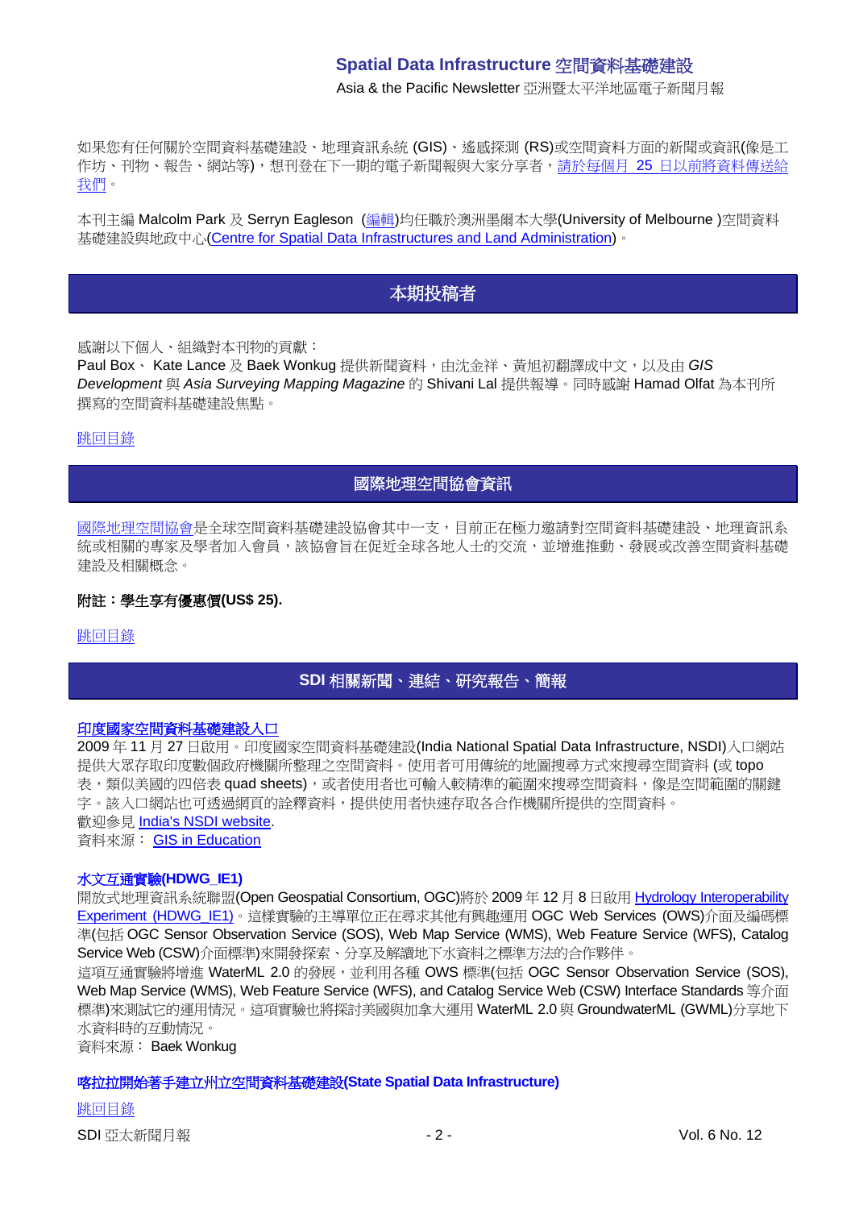如果您有任何關於空間資料基礎建設、地理資訊系統 (GIS)、遙感探測 (RS)或空間資料方面的新聞或資訊(像是工作坊、刊物、報告、網站等)，想刊登在下一期的電子新聞報與大家分享者，請於每個月 25 日以前將資料傳送給我們。

本刊主編 Malcolm Park 及 Serryn Eagleson (編輯)均任職於澳洲墨爾本大學(University of Melbourne )空間資料基礎建設與地政中心(Centre for Spatial Data Infrastructures and Land Administration)。

## 本期投稿者

感謝以下個人、組織對本刊物的貢獻：
Paul Box、 Kate Lance 及 Baek Wonkug 提供新聞資料，由沈金祥、黃旭初翻譯成中文，以及由 *GIS Development* 與 *Asia Surveying Mapping Magazine* 的 Shivani Lal 提供報導。同時感謝 Hamad Olfat 為本刊所撰寫的空間資料基礎建設焦點。

跳回目錄

## 國際地理空間協會資訊

國際地理空間協會是全球空間資料基礎建設協會其中一支，目前正在極力邀請對空間資料基礎建設、地理資訊系統或相關的專家及學者加入會員，該協會旨在促近全球各地人士的交流，並增進推動、發展或改善空間資料基礎建設及相關概念。

**附註：學生享有優惠價(US$ 25).**

跳回目錄

## SDI 相關新聞、連結、研究報告、簡報

### 印度國家空間資料基礎建設入口

2009 年 11 月 27 日啟用。印度國家空間資料基礎建設(India National Spatial Data Infrastructure, NSDI)入口網站提供大眾存取印度數個政府機關所整理之空間資料。使用者可用傳統的地圖搜尋方式來搜尋空間資料 (或 topo 表，類似美國的四倍表 quad sheets)，或者使用者也可輸入較精準的範圍來搜尋空間資料，像是空間範圍的關鍵字。該入口網站也可透過網頁的詮釋資料，提供使用者快速存取各合作機關所提供的空間資料。
歡迎參見 India's NSDI website.
資料來源： GIS in Education

### 水文互通實驗(HDWG_IE1)

開放式地理資訊系統聯盟(Open Geospatial Consortium, OGC)將於 2009 年 12 月 8 日啟用 Hydrology Interoperability Experiment (HDWG_IE1)。這樣實驗的主導單位正在尋求其他有興趣運用 OGC Web Services (OWS)介面及編碼標準(包括 OGC Sensor Observation Service (SOS), Web Map Service (WMS), Web Feature Service (WFS), Catalog Service Web (CSW)介面標準)來開發探索、分享及解讀地下水資料之標準方法的合作夥伴。
這項互通實驗將增進 WaterML 2.0 的發展，並利用各種 OWS 標準(包括 OGC Sensor Observation Service (SOS), Web Map Service (WMS), Web Feature Service (WFS), and Catalog Service Web (CSW) Interface Standards 等介面標準)來測試它的運用情況。這項實驗也將探討美國與加拿大運用 WaterML 2.0 與 GroundwaterML (GWML)分享地下水資料時的互動情況。
資料來源： Baek Wonkug

### 喀拉拉開始著手建立州立空間資料基礎建設(State Spatial Data Infrastructure)

跳回目錄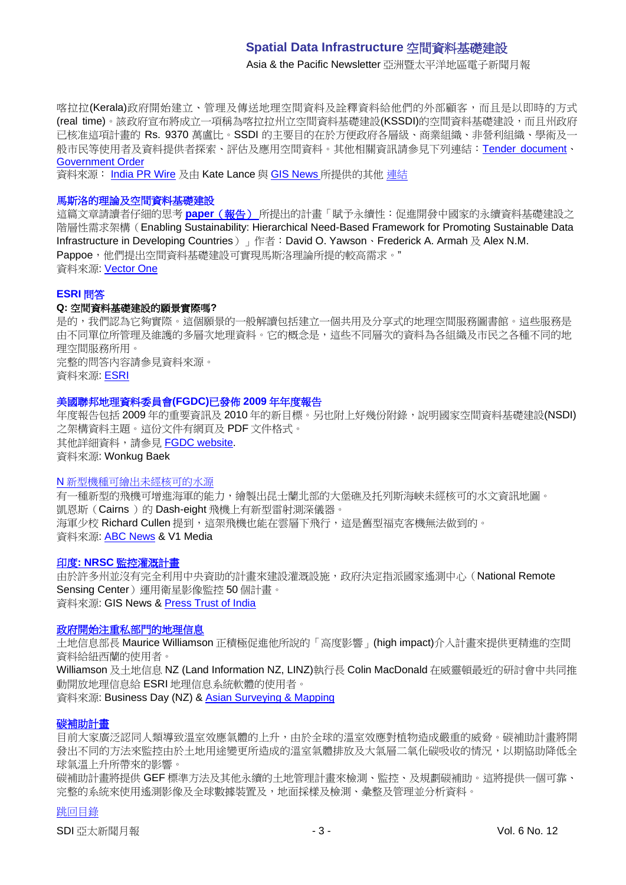喀拉拉(Kerala)政府開始建立、管理及傳送地理空間資料及詮釋資料給他們的外部顧客，而且是以即時的方式(real time)。該政府宣布將成立一項稱為喀拉拉州立空間資料基礎建設(KSSDI)的空間資料基礎建設，而且州政府已核准這項計畫的 Rs. 9370 萬盧比。SSDI 的主要目的在於方便政府各層級、商業組織、非營利組織、學術及一般市民等使用者及資料提供者探索、評估及應用空間資料。其他相關資訊請參見下列連結：Tender document、Government Order

資料來源： India PR Wire 及由 Kate Lance 與 GIS News 所提供的其他 連結

### 馬斯洛的理論及空間資料基礎建設

這篇文章請讀者仔細的思考 **paper（報告）** 所提出的計畫「賦予永續性：促進開發中國家的永續資料基礎建設之階層性需求架構（Enabling Sustainability: Hierarchical Need-Based Framework for Promoting Sustainable Data Infrastructure in Developing Countries）」作者：David O. Yawson、Frederick A. Armah 及 Alex N.M. Pappoe，他們提出空間資料基礎建設可實現馬斯洛理論所提的較高需求。"

資料來源: Vector One

### ESRI 問答

**Q: 空間資料基礎建設的願景實際嗎?**

是的，我們認為它夠實際。這個願景的一般解讀包括建立一個共用及分享式的地理空間服務圖書館。這些服務是由不同單位所管理及維護的多層次地理資料。它的概念是，這些不同層次的資料為各組織及市民之各種不同的地理空間服務所用。

完整的問答內容請參見資料來源。

資料來源: ESRI

### 美國聯邦地理資料委員會(FGDC)已發佈 2009 年年度報告

年度報告包括 2009 年的重要資訊及 2010 年的新目標。另也附上好幾份附錄，說明國家空間資料基礎建設(NSDI)之架構資料主題。這份文件有網頁及 PDF 文件格式。

其他詳細資料，請參見 FGDC website.

資料來源: Wonkug Baek

### N 新型機種可繪出未經核可的水源

有一種新型的飛機可增進海軍的能力，繪製出昆士蘭北部的大堡礁及托列斯海峽未經核可的水文資訊地圖。

凱恩斯（Cairns）的 Dash-eight 飛機上有新型雷射測深儀器。

海軍少校 Richard Cullen 提到，這架飛機也能在雲層下飛行，這是舊型福克客機無法做到的。

資料來源: ABC News & V1 Media

### 印度: NRSC 監控灌溉計畫

由於許多州並沒有完全利用中央資助的計畫來建設灌溉設施，政府決定指派國家遙測中心（National Remote Sensing Center）運用衛星影像監控 50 個計畫。

資料來源: GIS News & Press Trust of India

### 政府開始注重私部門的地理信息

土地信息部長 Maurice Williamson 正積極促進他所說的「高度影響」(high impact)介入計畫來提供更精進的空間資料給紐西蘭的使用者。

Williamson 及土地信息 NZ (Land Information NZ, LINZ)執行長 Colin MacDonald 在威靈頓最近的研討會中共同推動開放地理信息給 ESRI 地理信息系統軟體的使用者。

資料來源: Business Day (NZ) & Asian Surveying & Mapping

### 碳補助計畫

目前大家廣泛認同人類導致溫室效應氣體的上升，由於全球的溫室效應對植物造成嚴重的威脅。碳補助計畫將開發出不同的方法來監控由於土地用途變更所造成的溫室氣體排放及大氣層二氧化碳吸收的情況，以期協助降低全球氣溫上升所帶來的影響。

碳補助計畫將提供 GEF 標準方法及其他永續的土地管理計畫來檢測、監控、及規劃碳補助。這將提供一個可靠、完整的系統來使用遙測影像及全球數據裝置及，地面採樣及檢測、彙整及管理並分析資料。

跳回目錄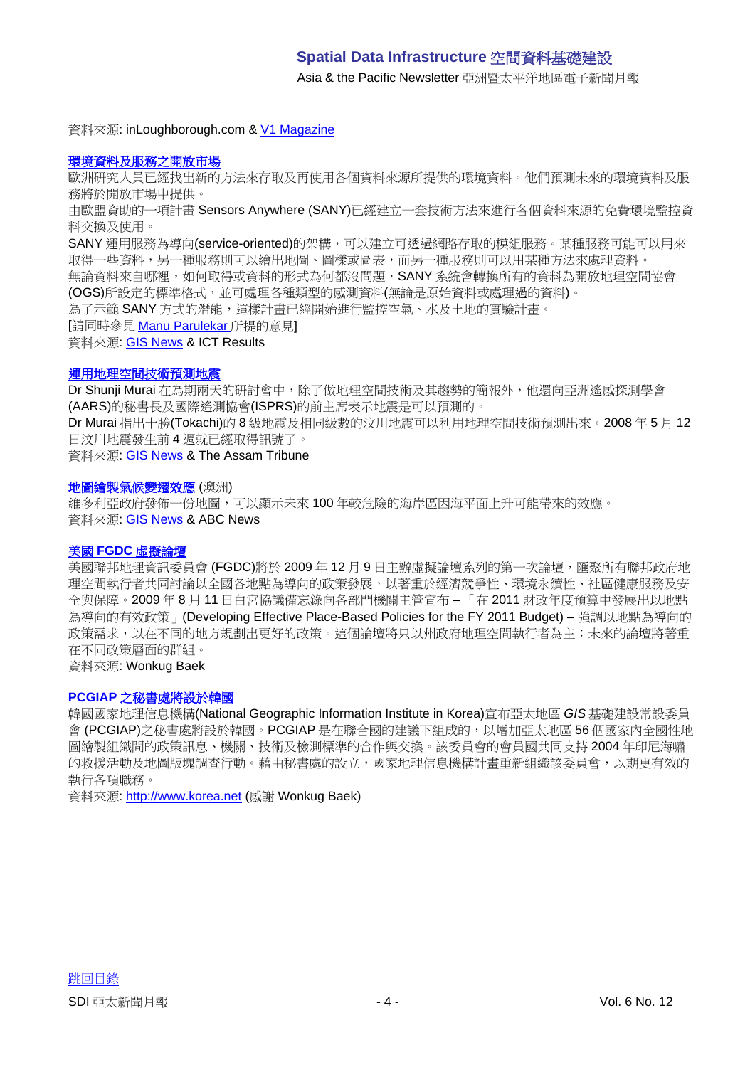資料來源: inLoughborough.com & V1 Magazine

### 環境資料及服務之開放市場

歐洲研究人員已經找出新的方法來存取及再使用各個資料來源所提供的環境資料。他們預測未來的環境資料及服務將於開放市場中提供。

由歐盟資助的一項計畫 Sensors Anywhere (SANY)已經建立一套技術方法來進行各個資料來源的免費環境監控資料交換及使用。

SANY 運用服務為導向(service-oriented)的架構，可以建立可透過網路存取的模組服務。某種服務可能可以用來取得一些資料，另一種服務則可以繪出地圖、圖樣或圖表，而另一種服務則可以用某種方法來處理資料。

無論資料來自哪裡，如何取得或資料的形式為何都沒問題，SANY 系統會轉換所有的資料為開放地理空間協會(OGS)所設定的標準格式，並可處理各種類型的感測資料(無論是原始資料或處理過的資料)。

為了示範 SANY 方式的潛能，這樣計畫已經開始進行監控空氣、水及土地的實驗計畫。

[請同時參見 Manu Parulekar 所提的意見]

資料來源: GIS News & ICT Results

### 運用地理空間技術預測地震

Dr Shunji Murai 在為期兩天的研討會中，除了做地理空間技術及其趨勢的簡報外，他還向亞洲遙感探測學會(AARS)的秘書長及國際遙測協會(ISPRS)的前主席表示地震是可以預測的。

Dr Murai 指出十勝(Tokachi)的 8 級地震及相同級數的汶川地震可以利用地理空間技術預測出來。2008 年 5 月 12 日汶川地震發生前 4 週就已經取得訊號了。

資料來源: GIS News & The Assam Tribune

### 地圖繪製氣候變遷效應 (澳洲)

維多利亞政府發佈一份地圖，可以顯示未來 100 年較危險的海岸區因海平面上升可能帶來的效應。

資料來源: GIS News & ABC News

### 美國 FGDC 虛擬論壇

美國聯邦地理資訊委員會 (FGDC)將於 2009 年 12 月 9 日主辦虛擬論壇系列的第一次論壇，匯聚所有聯邦政府地理空間執行者共同討論以全國各地點為導向的政策發展，以著重於經濟競爭性、環境永續性、社區健康服務及安全與保障。2009 年 8 月 11 日白宮協議備忘錄向各部門機關主管宣布 – 「在 2011 財政年度預算中發展出以地點為導向的有效政策」(Developing Effective Place-Based Policies for the FY 2011 Budget) – 強調以地點為導向的政策需求，以在不同的地方規劃出更好的政策。這個論壇將只以州政府地理空間執行者為主；未來的論壇將著重在不同政策層面的群組。

資料來源: Wonkug Baek

### PCGIAP 之秘書處將設於韓國

韓國國家地理信息機構(National Geographic Information Institute in Korea)宣布亞太地區 *GIS* 基礎建設常設委員會 (PCGIAP)之秘書處將設於韓國。PCGIAP 是在聯合國的建議下組成的，以增加亞太地區 56 個國家內全國性地圖繪製組織間的政策訊息、機關、技術及檢測標準的合作與交換。該委員會的會員國共同支持 2004 年印尼海嘯的救援活動及地圖版塊調查行動。藉由秘書處的設立，國家地理信息機構計畫重新組織該委員會，以期更有效的執行各項職務。

資料來源: http://www.korea.net (感謝 Wonkug Baek)

跳回目錄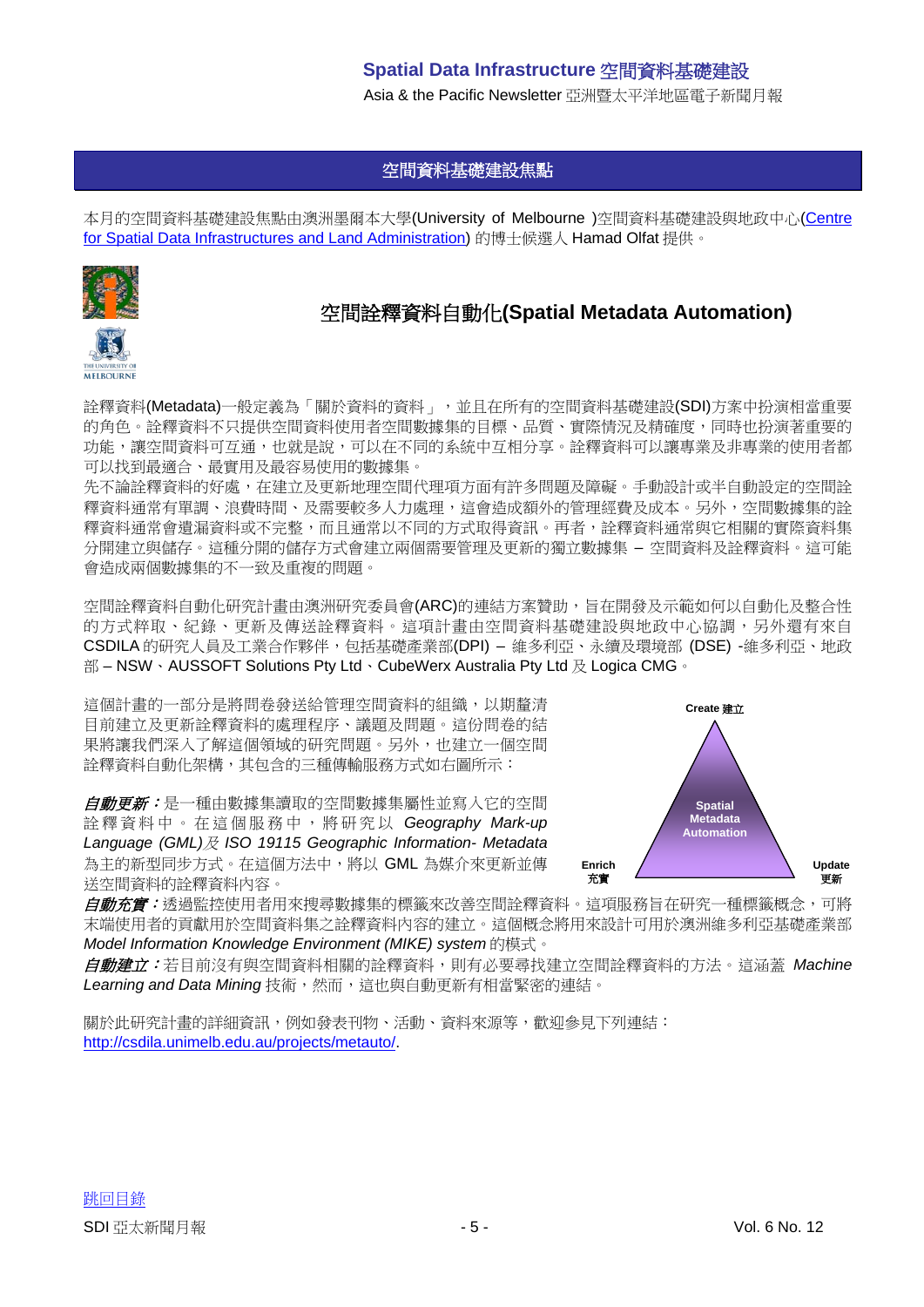## 空間資料基礎建設焦點

本月的空間資料基礎建設焦點由澳洲墨爾本大學(University of Melbourne )空間資料基礎建設與地政中心([Centre for Spatial Data Infrastructures and Land Administration](http://csdila.unimelb.edu.au/)) 的博士候選人 Hamad Olfat 提供。

# 空間詮釋資料自動化(Spatial Metadata Automation)

詮釋資料(Metadata)一般定義為「關於資料的資料」，並且在所有的空間資料基礎建設(SDI)方案中扮演相當重要的角色。詮釋資料不只提供空間資料使用者空間數據集的目標、品質、實際情況及精確度，同時也扮演著重要的功能，讓空間資料可互通，也就是說，可以在不同的系統中互相分享。詮釋資料可以讓專業及非專業的使用者都可以找到最適合、最實用及最容易使用的數據集。
先不論詮釋資料的好處，在建立及更新地理空間代理項方面有許多問題及障礙。手動設計或半自動設定的空間詮釋資料通常有單調、浪費時間、及需要較多人力處理，這會造成額外的管理經費及成本。另外，空間數據集的詮釋資料通常會遺漏資料或不完整，而且通常以不同的方式取得資訊。再者，詮釋資料通常與它相關的實際資料集分開建立與儲存。這種分開的儲存方式會建立兩個需要管理及更新的獨立數據集 – 空間資料及詮釋資料。這可能會造成兩個數據集的不一致及重複的問題。

空間詮釋資料自動化研究計畫由澳洲研究委員會(ARC)的連結方案贊助，旨在開發及示範如何以自動化及整合性的方式粹取、紀錄、更新及傳送詮釋資料。這項計畫由空間資料基礎建設及地政中心協調，另外還有來自CSDILA 的研究人員及工業合作夥伴，包括基礎產業部(DPI) – 維多利亞、永續及環境部 (DSE) -維多利亞、地政部 – NSW、AUSSOFT Solutions Pty Ltd、CubeWerx Australia Pty Ltd 及 Logica CMG。

這個計畫的一部分是將問卷發送給管理空間資料的組織，以期釐清目前建立及更新詮釋資料的處理程序、議題及問題。這份問卷的結果將讓我們深入了解這個領域的研究問題。另外，也建立一個空間詮釋資料自動化架構，其包含的三種傳輸服務方式如右圖所示：

Create 建立

Spatial Metadata Automation

Enrich 充實

Update 更新

***自動更新***：是一種由數據集讀取的空間數據集屬性並寫入它的空間詮釋資料中。在這個服務中，將研究以 *Geography Mark-up Language (GML)及 ISO 19115 Geographic Information- Metadata* 為主的新型同步方式。在這個方法中，將以 GML 為媒介來更新並傳送空間資料的詮釋資料內容。

***自動充實***：透過監控使用者用來搜尋數據集的標籤來改善空間詮釋資料。這項服務旨在研究一種標籤概念，可將末端使用者的貢獻用於空間資料集之詮釋資料內容的建立。這個概念將用來設計可用於澳洲維多利亞基礎產業部 *Model Information Knowledge Environment (MIKE) system* 的模式。

***自動建立***：若目前沒有與空間資料相關的詮釋資料，則有必要尋找建立空間詮釋資料的方法。這涵蓋 *Machine Learning and Data Mining* 技術，然而，這也與自動更新有相當緊密的連結。

關於此研究計畫的詳細資訊，例如發表刊物、活動、資料來源等，歡迎參見下列連結：
[http://csdila.unimelb.edu.au/projects/metauto/](http://csdila.unimelb.edu.au/projects/metauto/).

跳回目錄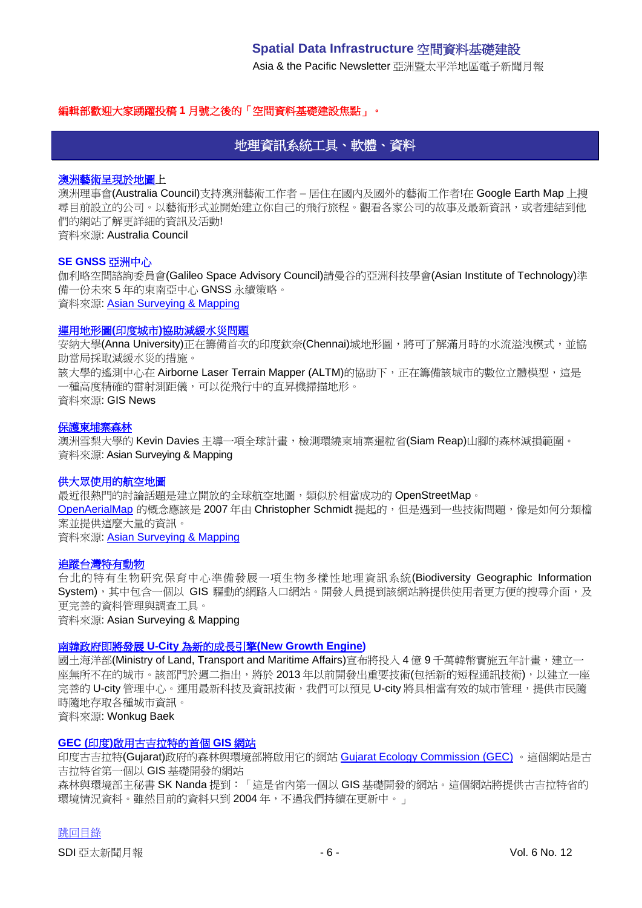編輯部歡迎大家踴躍投稿 1 月號之後的「空間資料基礎建設焦點」。

## 地理資訊系統工具、軟體、資料

### 澳洲藝術呈現於地圖上

澳洲理事會(Australia Council)支持澳洲藝術工作者 – 居住在國內及國外的藝術工作者!在 Google Earth Map 上搜尋目前設立的公司。以藝術形式並開始建立你自己的飛行旅程。觀看各家公司的故事及最新資訊，或者連結到他們的網站了解更詳細的資訊及活動!

資料來源: Australia Council

### SE GNSS 亞洲中心

伽利略空間諮詢委員會(Galileo Space Advisory Council)請曼谷的亞洲科技學會(Asian Institute of Technology)準備一份未來 5 年的東南亞中心 GNSS 永續策略。

資料來源: Asian Surveying & Mapping

### 運用地形圖(印度城市)協助減緩水災問題

安納大學(Anna University)正在籌備首次的印度欽奈(Chennai)城地形圖，將可了解滿月時的水流溢洩模式，並協助當局採取減緩水災的措施。

該大學的遙測中心在 Airborne Laser Terrain Mapper (ALTM)的協助下，正在籌備該城市的數位立體模型，這是一種高度精確的雷射測距儀，可以從飛行中的直昇機掃描地形。

資料來源: GIS News

### 保護柬埔寨森林

澳洲雪梨大學的 Kevin Davies 主導一項全球計畫，檢測環繞柬埔寨暹粒省(Siam Reap)山腳的森林減損範圍。

資料來源: Asian Surveying & Mapping

### 供大眾使用的航空地圖

最近很熱門的討論話題是建立開放的全球航空地圖，類似於相當成功的 OpenStreetMap。

OpenAerialMap 的概念應該是 2007 年由 Christopher Schmidt 提起的，但是遇到一些技術問題，像是如何分類檔案並提供這麼大量的資訊。

資料來源: Asian Surveying & Mapping

### 追蹤台灣特有動物

台北的特有生物研究保育中心準備發展一項生物多樣性地理資訊系統(Biodiversity Geographic Information System)，其中包含一個以 GIS 驅動的網路入口網站。開發人員提到該網站將提供使用者更方便的搜尋介面，及更完善的資料管理與調查工具。

資料來源: Asian Surveying & Mapping

### 南韓政府即將發展 U-City 為新的成長引擎(New Growth Engine)

國土海洋部(Ministry of Land, Transport and Maritime Affairs)宣布將投入 4 億 9 千萬韓幣實施五年計畫，建立一座無所不在的城市。該部門於週二指出，將於 2013 年以前開發出重要技術(包括新的短程通訊技術)，以建立一座完善的 U-city 管理中心。運用最新科技及資訊技術，我們可以預見 U-city 將具相當有效的城市管理，提供市民隨時隨地存取各種城市資訊。

資料來源: Wonkug Baek

### GEC (印度)啟用古吉拉特的首個 GIS 網站

印度古吉拉特(Gujarat)政府的森林與環境部將啟用它的網站 Gujarat Ecology Commission (GEC) 。這個網站是古吉拉特省第一個以 GIS 基礎開發的網站

森林與環境部主秘書 SK Nanda 提到：「這是省內第一個以 GIS 基礎開發的網站。這個網站將提供古吉拉特省的環境情況資料。雖然目前的資料只到 2004 年，不過我們持續在更新中。」

跳回目錄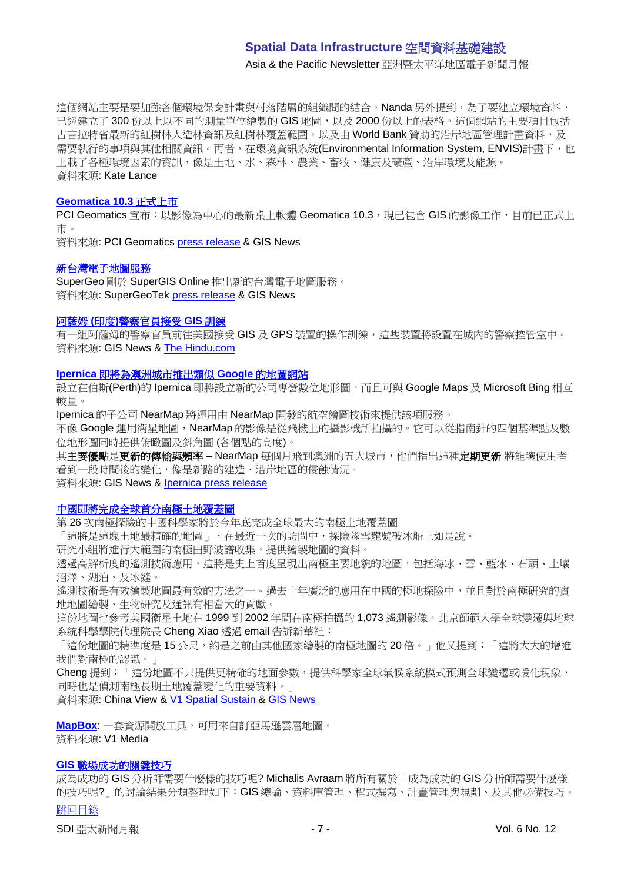這個網站主要是要加強各個環境保育計畫與村落階層的組織間的結合。Nanda 另外提到，為了要建立環境資料，已經建立了 300 份以上以不同的測量單位繪製的 GIS 地圖，以及 2000 份以上的表格。這個網站的主要項目包括古吉拉特省最新的紅樹林人造林資訊及紅樹林覆蓋範圍，以及由 World Bank 贊助的沿岸地區管理計畫資料，及需要執行的事項與其他相關資訊。再者，在環境資訊系統(Environmental Information System, ENVIS)計畫下，也上載了各種環境因素的資訊，像是土地、水、森林、農業、畜牧、健康及礦產、沿岸環境及能源。
資料來源: Kate Lance

### Geomatica 10.3 正式上市

PCI Geomatics 宣布：以影像為中心的最新桌上軟體 Geomatica 10.3，現已包含 GIS 的影像工作，目前已正式上市。
資料來源: PCI Geomatics press release & GIS News

### 新台灣電子地圖服務

SuperGeo 剛於 SuperGIS Online 推出新的台灣電子地圖服務。
資料來源: SuperGeoTek press release & GIS News

### 阿薩姆 (印度)警察官員接受 GIS 訓練

有一組阿薩姆的警察官員前往美國接受 GIS 及 GPS 裝置的操作訓練，這些裝置將設置在城內的警察控管室中。
資料來源: GIS News & The Hindu.com

### Ipernica 即將為澳洲城市推出類似 Google 的地圖網站

設立在伯斯(Perth)的 Ipernica 即將設立新的公司專營數位地形圖，而且可與 Google Maps 及 Microsoft Bing 相互較量。
Ipernica 的子公司 NearMap 將運用由 NearMap 開發的航空繪圖技術來提供該項服務。
不像 Google 運用衛星地圖，NearMap 的影像是從飛機上的攝影機所拍攝的。它可以從指南針的四個基準點及數位地形圖同時提供俯瞰圖及斜角圖 (各個點的高度)。
其**主要優點**是**更新的傳輸與頻率** – NearMap 每個月飛到澳洲的五大城市，他們指出這種**定期更新** 將能讓使用者看到一段時間後的變化，像是新路的建造、沿岸地區的侵蝕情況。
資料來源: GIS News & Ipernica press release

### 中國即將完成全球首分南極土地覆蓋圖

第 26 次南極探險的中國科學家將於今年底完成全球最大的南極土地覆蓋圖
「這將是這塊土地最精確的地圖」，在最近一次的訪問中，探險隊雪龍號破冰船上如是說。
研究小組將進行大範圍的南極田野波譜收集，提供繪製地圖的資料。
透過高解析度的遙測技術應用，這將是史上首度呈現出南極主要地貌的地圖，包括海冰、雪、藍冰、石頭、土壤沼澤、湖泊、及冰縫。
遙測技術是有效繪製地圖最有效的方法之一。過去十年廣泛的應用在中國的極地探險中，並且對於南極研究的實地地圖繪製、生物研究及通訊有相當大的貢獻。
這份地圖也參考美國衛星土地在 1999 到 2002 年間在南極拍攝的 1,073 遙測影像。北京師範大學全球變遷與地球系統科學學院代理院長 Cheng Xiao 透過 email 告訴新華社：
「這份地圖的精準度是 15 公尺，約是之前由其他國家繪製的南極地圖的 20 倍。」他又提到：「這將大大的增進我們對南極的認識。」
Cheng 提到：「這份地圖不只提供更精確的地面參數，提供科學家全球氣候系統模式預測全球變遷或暖化現象，同時也是偵測南極長期土地覆蓋變化的重要資料。」
資料來源: China View & V1 Spatial Sustain & GIS News

**MapBox**: 一套資源開放工具，可用來自訂亞馬遜雲層地圖。
資料來源: V1 Media

### GIS 職場成功的關鍵技巧

成為成功的 GIS 分析師需要什麼樣的技巧呢? Michalis Avraam 將所有關於「成為成功的 GIS 分析師需要什麼樣的技巧呢?」的討論結果分類整理如下：GIS 總論、資料庫管理、程式撰寫、計畫管理與規劃、及其他必備技巧。

跳回目錄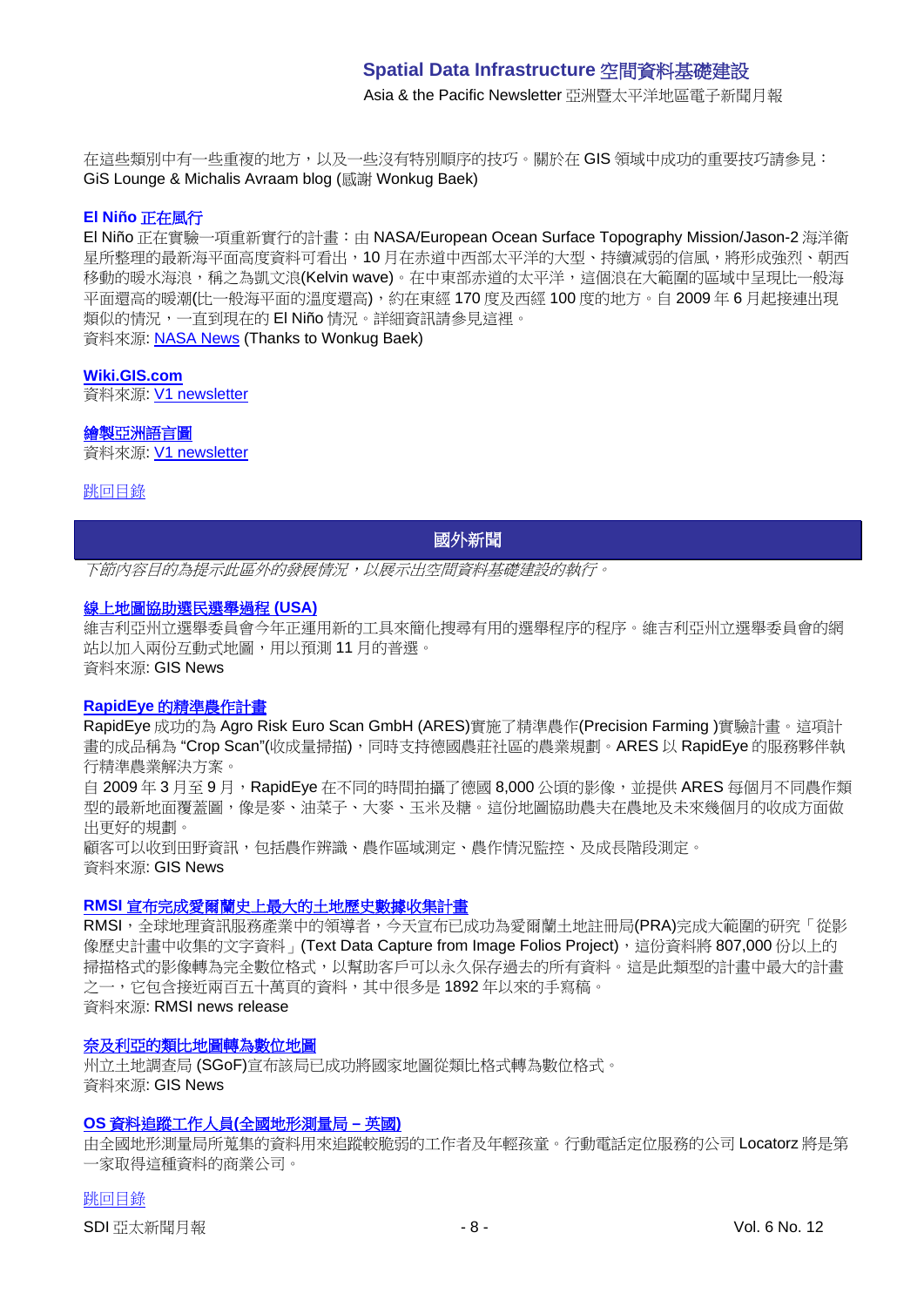在這些類別中有一些重複的地方，以及一些沒有特別順序的技巧。關於在 GIS 領域中成功的重要技巧請參見：GiS Lounge & Michalis Avraam blog (感謝 Wonkug Baek)

**El Niño 正在風行**

El Niño 正在實驗一項重新實行的計畫：由 NASA/European Ocean Surface Topography Mission/Jason-2 海洋衛星所整理的最新海平面高度資料可看出，10 月在赤道中西部太平洋的大型、持續減弱的信風，將形成強烈、朝西移動的暖水海浪，稱之為凱文浪(Kelvin wave)。在中東部赤道的太平洋，這個浪在大範圍的區域中呈現比一般海平面還高的暖潮(比一般海平面的溫度還高)，約在東經 170 度及西經 100 度的地方。自 2009 年 6 月起接連出現類似的情況，一直到現在的 El Niño 情況。詳細資訊請參見這裡。
資料來源: NASA News (Thanks to Wonkug Baek)

**Wiki.GIS.com**
資料來源: V1 newsletter

**繪製亞洲語言圖**
資料來源: V1 newsletter

跳回目錄

## 國外新聞

*下節內容目的為提示此區外的發展情況，以展示出空間資料基礎建設的執行。*

**線上地圖協助選民選舉過程 (USA)**

維吉利亞州立選舉委員會今年正運用新的工具來簡化搜尋有用的選舉程序的程序。維吉利亞州立選舉委員會的網站以加入兩份互動式地圖，用以預測 11 月的普選。
資料來源: GIS News

**RapidEye 的精準農作計畫**

RapidEye 成功的為 Agro Risk Euro Scan GmbH (ARES)實施了精準農作(Precision Farming )實驗計畫。這項計畫的成品稱為 "Crop Scan"(收成量掃描)，同時支持德國農莊社區的農業規劃。ARES 以 RapidEye 的服務夥伴執行精準農業解決方案。

自 2009 年 3 月至 9 月，RapidEye 在不同的時間拍攝了德國 8,000 公頃的影像，並提供 ARES 每個月不同農作類型的最新地面覆蓋圖，像是麥、油菜子、大麥、玉米及糖。這份地圖協助農夫在農地及未來幾個月的收成方面做出更好的規劃。

顧客可以收到田野資訊，包括農作辨識、農作區域測定、農作情況監控、及成長階段測定。
資料來源: GIS News

**RMSI 宣布完成愛爾蘭史上最大的土地歷史數據收集計畫**

RMSI，全球地理資訊服務產業中的領導者，今天宣布已成功為愛爾蘭土地註冊局(PRA)完成大範圍的研究「從影像歷史計畫中收集的文字資料」(Text Data Capture from Image Folios Project)，這份資料將 807,000 份以上的掃描格式的影像轉為完全數位格式，以幫助客戶可以永久保存過去的所有資料。這是此類型的計畫中最大的計畫之一，它包含接近兩百五十萬頁的資料，其中很多是 1892 年以來的手寫稿。
資料來源: RMSI news release

**奈及利亞的類比地圖轉為數位地圖**

州立土地調查局 (SGoF)宣布該局已成功將國家地圖從類比格式轉為數位格式。
資料來源: GIS News

**OS 資料追蹤工作人員(全國地形測量局 – 英國)**

由全國地形測量局所蒐集的資料用來追蹤較脆弱的工作者及年輕孩童。行動電話定位服務的公司 Locatorz 將是第一家取得這種資料的商業公司。

跳回目錄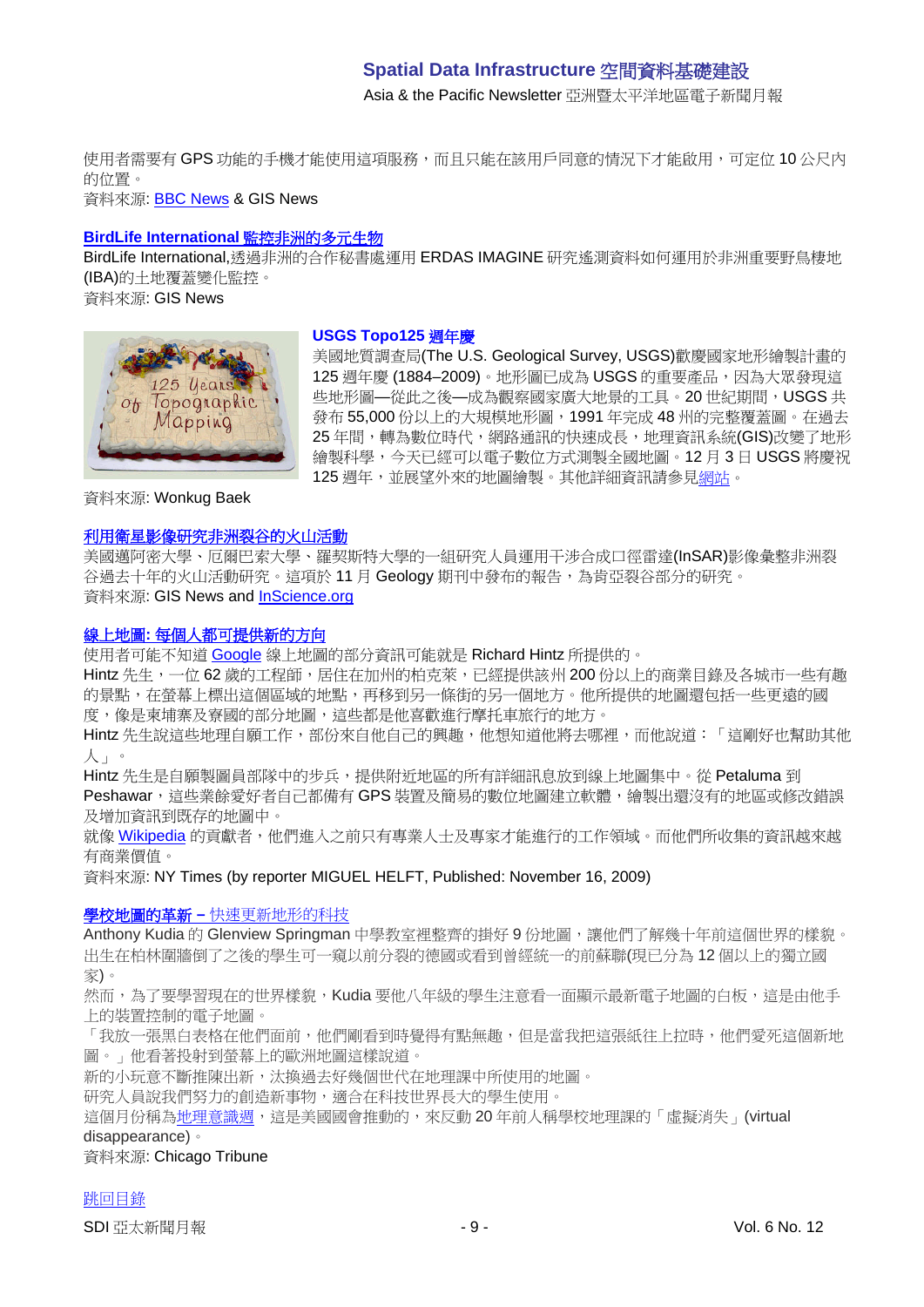使用者需要有 GPS 功能的手機才能使用這項服務，而且只能在該用戶同意的情況下才能啟用，可定位 10 公尺內的位置。
資料來源: BBC News & GIS News

**BirdLife International 監控非洲的多元生物**

BirdLife International,透過非洲的合作秘書處運用 ERDAS IMAGINE 研究遙測資料如何運用於非洲重要野鳥棲地(IBA)的土地覆蓋變化監控。
資料來源: GIS News

**USGS Topo125 週年慶**

美國地質調查局(The U.S. Geological Survey, USGS)歡慶國家地形繪製計畫的 125 週年慶 (1884–2009)。地形圖已成為 USGS 的重要產品，因為大眾發現這些地形圖—從此之後—成為觀察國家廣大地景的工具。20 世紀期間，USGS 共發布 55,000 份以上的大規模地形圖，1991 年完成 48 州的完整覆蓋圖。在過去 25 年間，轉為數位時代，網路通訊的快速成長，地理資訊系統(GIS)改變了地形繪製科學，今天已經可以電子數位方式測製全國地圖。12 月 3 日 USGS 將慶祝 125 週年，並展望外來的地圖繪製。其他詳細資訊請參見網站。
資料來源: Wonkug Baek

**利用衛星影像研究非洲裂谷的火山活動**

美國邁阿密大學、厄爾巴索大學、羅契斯特大學的一組研究人員運用干涉合成口徑雷達(InSAR)影像彙整非洲裂谷過去十年的火山活動研究。這項於 11 月 Geology 期刊中發布的報告，為肯亞裂谷部分的研究。
資料來源: GIS News and InScience.org

**線上地圖: 每個人都可提供新的方向**

使用者可能不知道 Google 線上地圖的部分資訊可能就是 Richard Hintz 所提供的。
Hintz 先生，一位 62 歲的工程師，居住在加州的柏克萊，已經提供該州 200 份以上的商業目錄及各城市一些有趣的景點，在螢幕上標出這個區域的地點，再移到另一條街的另一個地方。他所提供的地圖還包括一些更遠的國度，像是柬埔寨及寮國的部分地圖，這些都是他喜歡進行摩托車旅行的地方。
Hintz 先生說這些地理自願工作，部份來自他自己的興趣，他想知道他將去哪裡，而他說道：「這剛好也幫助其他人」。
Hintz 先生是自願製圖員部隊中的步兵，提供附近地區的所有詳細訊息放到線上地圖集中。從 Petaluma 到 Peshawar，這些業餘愛好者自己都備有 GPS 裝置及簡易的數位地圖建立軟體，繪製出還沒有的地區或修改錯誤及增加資訊到既存的地圖中。
就像 Wikipedia 的貢獻者，他們進入之前只有專業人士及專家才能進行的工作領域。而他們所收集的資訊越來越有商業價值。
資料來源: NY Times (by reporter MIGUEL HELFT, Published: November 16, 2009)

**學校地圖的革新 – 快速更新地形的科技**

Anthony Kudia 的 Glenview Springman 中學教室裡整齊的掛好 9 份地圖，讓他們了解幾十年前這個世界的樣貌。出生在柏林圍牆倒了之後的學生可一窺以前分裂的德國或看到曾經統一的前蘇聯(現已分為 12 個以上的獨立國家)。
然而，為了要學習現在的世界樣貌，Kudia 要他八年級的學生注意看一面顯示最新電子地圖的白板，這是由他手上的裝置控制的電子地圖。
「我放一張黑白表格在他們面前，他們剛看到時覺得有點無趣，但是當我把這張紙往上拉時，他們愛死這個新地圖。」他看著投射到螢幕上的歐洲地圖這樣說道。
新的小玩意不斷推陳出新，汰換過去好幾個世代在地理課中所使用的地圖。
研究人員說我們努力的創造新事物，適合在科技世界長大的學生使用。
這個月份稱為地理意識週，這是美國國會推動的，來反動 20 年前人稱學校地理課的「虛擬消失」(virtual disappearance)。
資料來源: Chicago Tribune

跳回目錄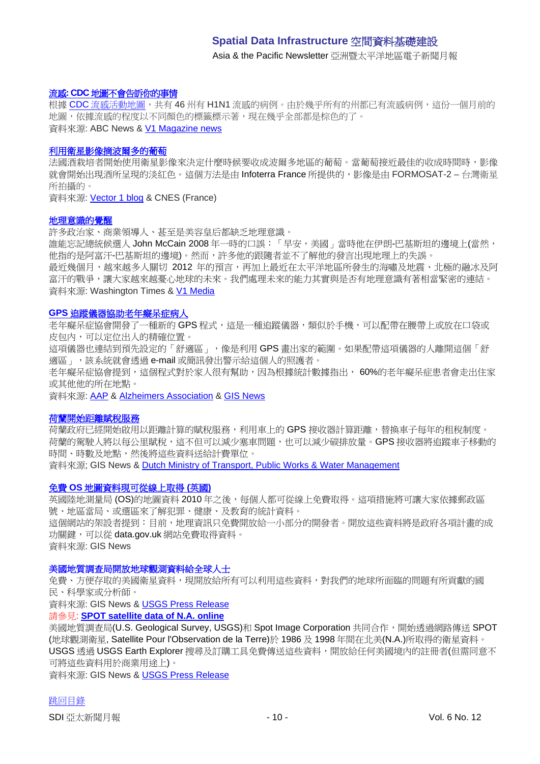### 流感: CDC 地圖不會告訴你的事情

根據 CDC 流感活動地圖，共有 46 州有 H1N1 流感的病例。由於幾乎所有的州都已有流感病例，這份一個月前的地圖，依據流感的程度以不同顏色的標籤標示著，現在幾乎全部都是棕色的了。

資料來源: ABC News & V1 Magazine news

### 利用衛星影像摘波爾多的葡萄

法國酒栽培者開始使用衛星影像來決定什麼時候要收成波爾多地區的葡萄。當葡萄接近最佳的收成時間時，影像就會開始出現酒所呈現的淡紅色。這個方法是由 Infoterra France 所提供的，影像是由 FORMOSAT-2 – 台灣衛星所拍攝的。

資料來源: Vector 1 blog & CNES (France)

### 地理意識的覺醒

許多政治家、商業領導人、甚至是美容皇后都缺乏地理意識。

誰能忘記總統候選人 John McCain 2008 年一時的口誤：「早安，美國」當時他在伊朗-巴基斯坦的邊境上(當然，他指的是阿富汗-巴基斯坦的邊境)。然而，許多他的跟隨者並不了解他的發言出現地理上的失誤。

最近幾個月，越來越多人關切 2012 年的預言，再加上最近在太平洋地區所發生的海嘯及地震、北極的融冰及阿富汗的戰爭，讓大家越來越憂心地球的未來。我們處理未來的能力其實與是否有地理意識有著相當緊密的連結。

資料來源: Washington Times & V1 Media

### GPS 追蹤儀器協助老年癡呆症病人

老年癡呆症協會開發了一種新的 GPS 程式，這是一種追蹤儀器，類似於手機，可以配帶在腰帶上或放在口袋或皮包內，可以定位出人的精確位置。

這項儀器也連結到預先設定的「舒適區」，像是利用 GPS 畫出家的範圍。如果配帶這項儀器的人離開這個「舒適區」，該系統就會透過 e-mail 或簡訊發出警示給這個人的照護者。

老年癡呆症協會提到，這個程式對於家人很有幫助，因為根據統計數據指出， 60%的老年癡呆症患者會走出住家或其他他的所在地點。

資料來源: AAP & Alzheimers Association & GIS News

### 荷蘭開始距離賦稅服務

荷蘭政府已經開始啟用以距離計算的賦稅服務，利用車上的 GPS 接收器計算距離，替換車子每年的租稅制度。荷蘭的駕駛人將以每公里賦稅，這不但可以減少塞車問題，也可以減少碳排放量。GPS 接收器將追蹤車子移動的時間、時數及地點，然後將這些資料送給計費單位。

資料來源; GIS News & Dutch Ministry of Transport, Public Works & Water Management

### 免費 OS 地圖資料現可從線上取得 (英國)

英國陸地測量局 (OS)的地圖資料 2010 年之後，每個人都可從線上免費取得。這項措施將可讓大家依據郵政區號、地區當局、或選區來了解犯罪、健康、及教育的統計資料。

這個網站的架設者提到：目前，地理資訊只免費開放給一小部分的開發者。開放這些資料將是政府各項計畫的成功關鍵，可以從 data.gov.uk 網站免費取得資料。

資料來源: GIS News

### 美國地質調查局開放地球觀測資料給全球人士

免費、方便存取的美國衛星資料，現開放給所有可以利用這些資料，對我們的地球所面臨的問題有所貢獻的國民、科學家或分析師。

資料來源: GIS News & USGS Press Release

請參見: **SPOT satellite data of N.A. online**

美國地質調查局(U.S. Geological Survey, USGS)和 Spot Image Corporation 共同合作，開始透過網路傳送 SPOT (地球觀測衛星, Satellite Pour l'Observation de la Terre)於 1986 及 1998 年間在北美(N.A.)所取得的衛星資料。USGS 透過 USGS Earth Explorer 搜尋及訂購工具免費傳送這些資料，開放給任何美國境內的註冊者(但需同意不可將這些資料用於商業用途上)。

資料來源: GIS News & USGS Press Release

跳回目錄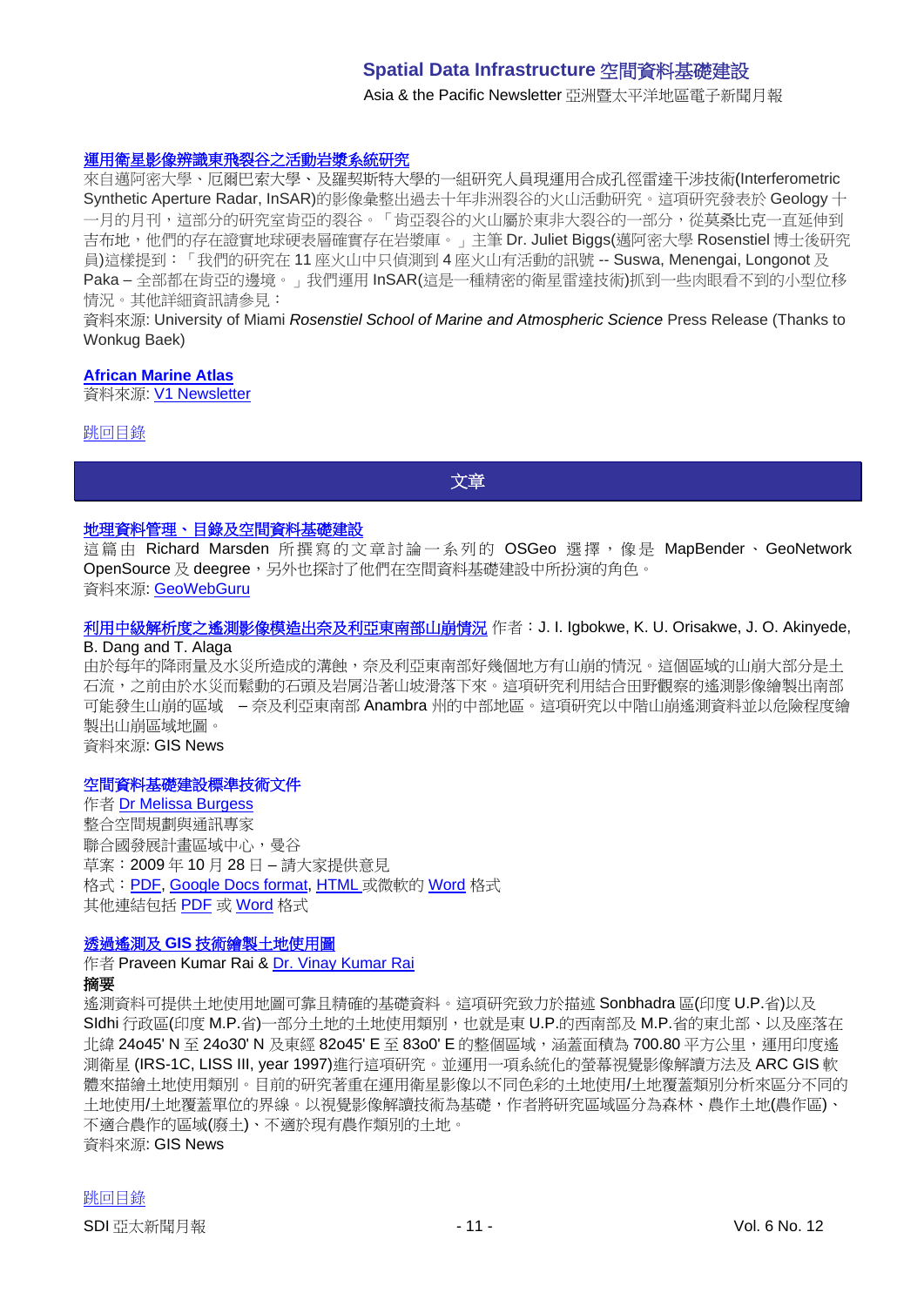[運用衛星影像辨識東飛裂谷之活動岩漿系統研究](#)

來自邁阿密大學、厄爾巴索大學、及羅契斯特大學的一組研究人員現運用合成孔徑雷達干涉技術(Interferometric Synthetic Aperture Radar, InSAR)的影像彙整出過去十年非洲裂谷的火山活動研究。這項研究發表於 Geology 十一月的月刊，這部分的研究室肯亞的裂谷。「肯亞裂谷的火山屬於東非大裂谷的一部分，從莫桑比克一直延伸到吉布地，他們的存在證實地球硬表層確實存在岩漿庫。」主筆 Dr. Juliet Biggs(邁阿密大學 Rosenstiel 博士後研究員)這樣提到：「我們的研究在 11 座火山中只偵測到 4 座火山有活動的訊號 -- Suswa, Menengai, Longonot 及 Paka – 全部都在肯亞的邊境。」我們運用 InSAR(這是一種精密的衛星雷達技術)抓到一些肉眼看不到的小型位移情況。其他詳細資訊請參見：

資料來源: University of Miami *Rosenstiel School of Marine and Atmospheric Science* Press Release (Thanks to Wonkug Baek)

**[African Marine Atlas](#)**

資料來源: [V1 Newsletter](#)

[跳回目錄](#)

## 文章

[地理資料管理、目錄及空間資料基礎建設](#)

這篇由 Richard Marsden 所撰寫的文章討論一系列的 OSGeo 選擇，像是 MapBender、GeoNetwork OpenSource 及 deegree，另外也探討了他們在空間資料基礎建設中所扮演的角色。

資料來源: [GeoWebGuru](#)

[利用中級解析度之遙測影像模造出奈及利亞東南部山崩情況](#) 作者：J. I. Igbokwe, K. U. Orisakwe, J. O. Akinyede, B. Dang and T. Alaga

由於每年的降雨量及水災所造成的溝蝕，奈及利亞東南部好幾個地方有山崩的情況。這個區域的山崩大部分是土石流，之前由於水災而鬆動的石頭及岩屑沿著山坡滑落下來。這項研究利用結合田野觀察的遙測影像繪製出南部可能發生山崩的區域 – 奈及利亞東南部 Anambra 州的中部地區。這項研究以中階山崩遙測資料並以危險程度繪製出山崩區域地圖。

資料來源: GIS News

[空間資料基礎建設標準技術文件](#)

作者 [Dr Melissa Burgess](#)

整合空間規劃與通訊專家

聯合國發展計畫區域中心，曼谷

草案：2009 年 10 月 28 日 – 請大家提供意見

格式：[PDF](#), [Google Docs format](#), [HTML](#) 或微軟的 [Word](#) 格式

其他連結包括 [PDF](#) 或 [Word](#) 格式

[透過遙測及 GIS 技術繪製土地使用圖](#)

作者 Praveen Kumar Rai & [Dr. Vinay Kumar Rai](#)

**摘要**

遙測資料可提供土地使用地圖可靠且精確的基礎資料。這項研究致力於描述 Sonbhadra 區(印度 U.P.省)以及 SIdhi 行政區(印度 M.P.省)一部分土地的土地使用類別，也就是東 U.P.的西南部及 M.P.省的東北部、以及座落在北緯 24o45' N 至 24o30' N 及東經 82o45' E 至 83o0' E 的整個區域，涵蓋面積為 700.80 平方公里，運用印度遙測衛星 (IRS-1C, LISS III, year 1997)進行這項研究。並運用一項系統化的螢幕視覺影像解讀方法及 ARC GIS 軟體來描繪土地使用類別。目前的研究著重在運用衛星影像以不同色彩的土地使用/土地覆蓋類別分析來區分不同的土地使用/土地覆蓋單位的界線。以視覺影像解讀技術為基礎，作者將研究區域區分為森林、農作土地(農作區)、不適合農作的區域(廢土)、不適於現有農作類別的土地。

資料來源: GIS News

[跳回目錄](#)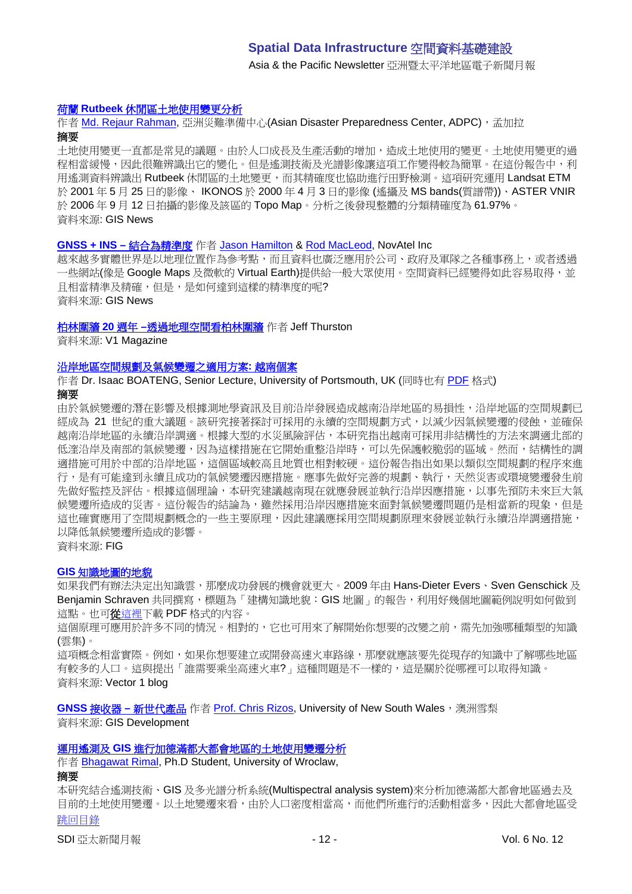### 荷蘭 Rutbeek 休閒區土地使用變更分析

作者 Md. Rejaur Rahman, 亞洲災難準備中心(Asian Disaster Preparedness Center, ADPC)，孟加拉

**摘要**

土地使用變更一直都是常見的議題。由於人口成長及生產活動的增加，造成土地使用的變更。土地使用變更的過程相當緩慢，因此很難辨識出它的變化。但是遙測技術及光譜影像讓這項工作變得較為簡單。在這份報告中，利用遙測資料辨識出 Rutbeek 休閒區的土地變更，而其精確度也協助進行田野檢測。這項研究運用 Landsat ETM 於 2001 年 5 月 25 日的影像、 IKONOS 於 2000 年 4 月 3 日的影像 (遙攝及 MS bands(質譜帶))、ASTER VNIR 於 2006 年 9 月 12 日拍攝的影像及該區的 Topo Map。分析之後發現整體的分類精確度為 61.97%。

資料來源: GIS News

### GNSS + INS – 結合為精準度

作者 Jason Hamilton & Rod MacLeod, NovAtel Inc

越來越多實體世界是以地理位置作為參考點，而且資料也廣泛應用於公司、政府及軍隊之各種事務上，或者透過一些網站(像是 Google Maps 及微軟的 Virtual Earth)提供給一般大眾使用。空間資料已經變得如此容易取得，並且相當精準及精確，但是，是如何達到這樣的精準度的呢?

資料來源: GIS News

### 柏林圍牆 20 週年 –透過地理空間看柏林圍牆

作者 Jeff Thurston

資料來源: V1 Magazine

### 沿岸地區空間規劃及氣候變遷之適用方案: 越南個案

作者 Dr. Isaac BOATENG, Senior Lecture, University of Portsmouth, UK (同時也有 PDF 格式)

**摘要**

由於氣候變遷的潛在影響及根據測地學資訊及目前沿岸發展造成越南沿岸地區的易損性，沿岸地區的空間規劃已經成為 21 世紀的重大議題。該研究接著探討可採用的永續的空間規劃方式，以減少因氣候變遷的侵蝕，並確保越南沿岸地區的永續沿岸調適。根據大型的水災風險評估，本研究指出越南可採用非結構性的方法來調適北部的低漥沿岸及南部的氣候變遷，因為這樣措施在它開始重整沿岸時，可以先保護較脆弱的區域。然而，結構性的調適措施可用於中部的沿岸地區，這個區域較高且地質也相對較硬。這份報告指出如果以類似空間規劃的程序來進行，是有可能達到永續且成功的氣候變遷因應措施。應事先做好完善的規劃、執行，天然災害或環境變遷發生前先做好監控及評估。根據這個理論，本研究建議越南現在就應發展並執行沿岸因應措施，以事先預防未來巨大氣候變遷所造成的災害。這份報告的結論為，雖然採用沿岸因應措施來面對氣候變遷問題仍是相當新的現象，但是這也確實應用了空間規劃概念的一些主要原理，因此建議應採用空間規劃原理來發展並執行永續沿岸調適措施，以降低氣候變遷所造成的影響。

資料來源: FIG

### GIS 知識地圖的地貌

如果我們有辦法決定出知識雲，那麼成功發展的機會就更大。2009 年由 Hans-Dieter Evers、Sven Genschick 及 Benjamin Schraven 共同撰寫，標題為「建構知識地貌：GIS 地圖」的報告，利用好幾個地圖範例說明如何做到這點。也可從這裡下載 PDF 格式的內容。

這個原理可應用於許多不同的情況。相對的，它也可用來了解開始你想要的改變之前，需先加強哪種類型的知識(雲集)。

這項概念相當實際。例如，如果你想要建立或開發高速火車路線，那麼就應該要先從現存的知識中了解哪些地區有較多的人口。這與提出「誰需要乘坐高速火車?」這種問題是不一樣的，這是關於從哪裡可以取得知識。

資料來源: Vector 1 blog

### GNSS 接收器 – 新世代產品

作者 Prof. Chris Rizos, University of New South Wales，澳洲雪梨

資料來源: GIS Development

### 運用遙測及 GIS 進行加德滿都大都會地區的土地使用變遷分析

作者 Bhagawat Rimal, Ph.D Student, University of Wroclaw,

**摘要**

本研究結合遙測技術、GIS 及多光譜分析系統(Multispectral analysis system)來分析加德滿都大都會地區過去及目前的土地使用變遷。以土地變遷來看，由於人口密度相當高，而他們所進行的活動相當多，因此大都會地區受

跳回目錄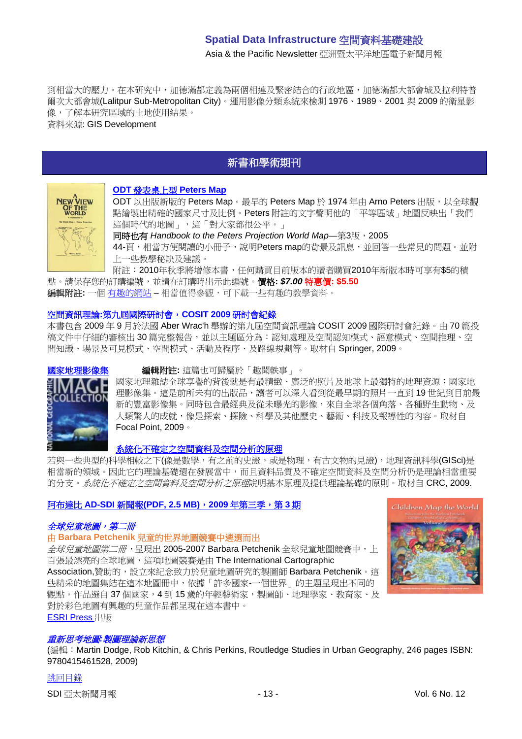到相當大的壓力。在本研究中，加德滿都定義為兩個相連及緊密結合的行政地區，加德滿都大都會城及拉利特普爾次大都會城(Lalitpur Sub-Metropolitan City)。運用影像分類系統來檢測 1976、1989、2001 與 2009 的衛星影像，了解本研究區域的土地使用結果。
資料來源: GIS Development

## 新書和學術期刊

### ODT 發表桌上型 Peters Map

ODT 以出版新版的 Peters Map。最早的 Peters Map 於 1974 年由 Arno Peters 出版，以全球觀點繪製出精確的國家尺寸及比例。Peters 附註的文字聲明他的「平等區域」地圖反映出「我們這個時代的地圖」，這「對大家都很公平。」

同時也有 *Handbook to the Peters Projection World Map*—第3版，2005
44-頁，相當方便閱讀的小冊子，說明Peters map的背景及訊息，並回答一些常見的問題。並附上一些教學秘訣及建議。

附註：2010年秋季將增修本書，任何購買目前版本的讀者購買2010年新版本時可享有$5的積點。請保存您的訂購編號，並請在訂購時出示此編號。**價格: *$7.00* 特惠價: $5.50**

**編輯附註:** 一個 有趣的網站 – 相當值得參觀，可下載一些有趣的教學資料。

### 空間資訊理論:第九屆國際研討會，COSIT 2009 研討會紀錄

本書包含 2009 年 9 月於法國 Aber Wrac'h 舉辦的第九屆空間資訊理論 COSIT 2009 國際研討會紀錄。由 70 篇投稿文件中仔細的審核出 30 篇完整報告，並以主題區分為：認知處理及空間認知模式、語意模式、空間推理、空間知識、場景及可見模式、空間模式、活動及程序、及路線規劃等。取材自 Springer, 2009。

### 國家地理影像集

**編輯附註:** 這篇也可歸屬於「趣聞軼事」。

國家地理雜誌全球享譽的背後就是有最精緻、廣泛的照片及地球上最獨特的地理資源：國家地理影像集。這是前所未有的出版品，讀者可以深入看到從最早期的照片一直到 19 世紀到目前最新的豐富影像集。這裡包含最經典及從未曝光的影像，來自全球各個角落、各種野生動物、及人類驚人的成就，像是探索、探險、科學及其他歷史、藝術、科技及報導性的內容。取材自 Focal Point, 2009。

### 系統化不確定之空間資料及空間分析的原理

若與一些典型的科學相較之下(像是數學，有之前的史蹟，或是物理，有古文物的見證)，地理資訊科學(GISci)是相當新的領域。因此它的理論基礎還在發展當中，而且資料品質及不確定空間資料及空間分析仍是理論相當重要的分支。*系統化不確定之空間資料及空間分析之原理*說明基本原理及提供理論基礎的原則。取材自 CRC, 2009.

### 阿布達比 AD-SDI 新聞報(PDF, 2.5 MB)，2009 年第三季，第 3 期

### *全球兒童地圖，第二冊*

**由 Barbara Petchenik 兒童的世界地圖競賽中遴選而出**

*全球兒童地圖第二冊*，呈現出 2005-2007 Barbara Petchenik 全球兒童地圖競賽中，上百張最漂亮的全球地圖，這項地圖競賽是由 The International Cartographic Association,贊助的，設立來紀念致力於兒童地圖研究的製圖師 Barbara Petchenik。這些精采的地圖集結在這本地圖冊中，依據「許多國家-一個世界」的主題呈現出不同的觀點。作品選自 37 個國家，4 到 15 歲的年輕藝術家，製圖師、地理學家、教育家、及對於彩色地圖有興趣的兒童作品都呈現在這本書中。

ESRI Press 出版

### *重新思考地圖: 製圖理論新思想*

(編輯：Martin Dodge, Rob Kitchin, & Chris Perkins, Routledge Studies in Urban Geography, 246 pages ISBN: 9780415461528, 2009)

跳回目錄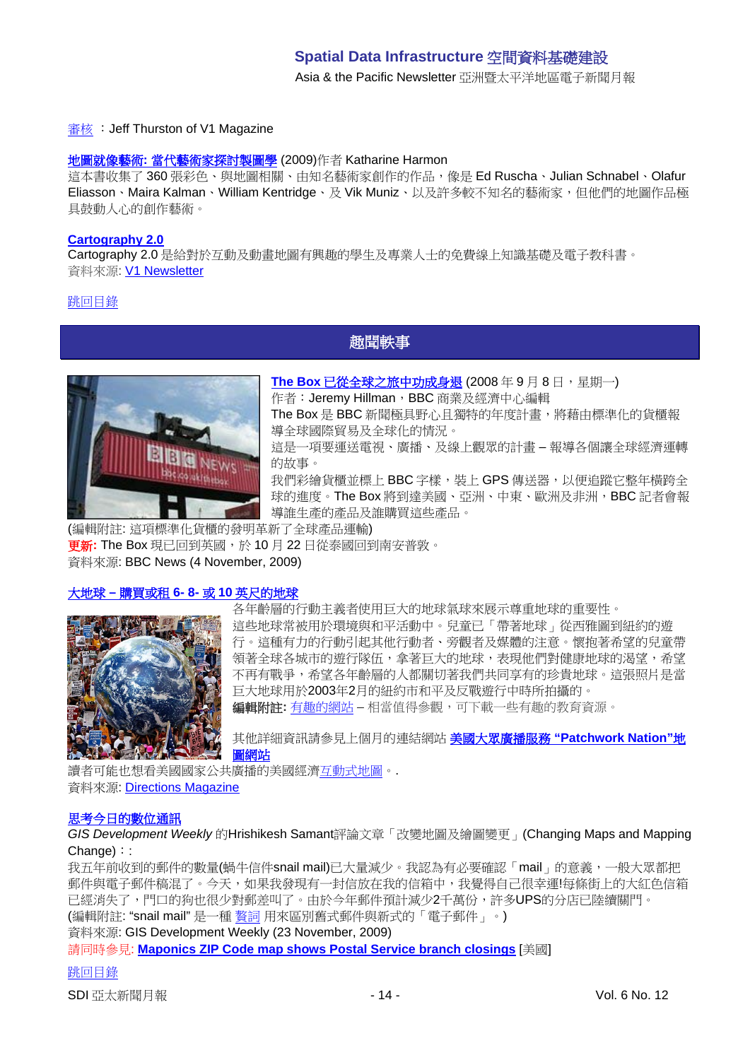審核 ：Jeff Thurston of V1 Magazine

**地圖就像藝術: 當代藝術家探討製圖學** (2009)作者 Katharine Harmon
這本書收集了 360 張彩色、與地圖相關、由知名藝術家創作的作品，像是 Ed Ruscha、Julian Schnabel、Olafur Eliasson、Maira Kalman、William Kentridge、及 Vik Muniz、以及許多較不知名的藝術家，但他們的地圖作品極具鼓動人心的創作藝術。

**Cartography 2.0**
Cartography 2.0 是給對於互動及動畫地圖有興趣的學生及專業人士的免費線上知識基礎及電子教科書。
資料來源: V1 Newsletter

跳回目錄

## 趣聞軼事

**The Box 已從全球之旅中功成身退** (2008 年 9 月 8 日，星期一)
作者：Jeremy Hillman，BBC 商業及經濟中心編輯
The Box 是 BBC 新聞極具野心且獨特的年度計畫，將藉由標準化的貨櫃報導全球國際貿易及全球化的情況。
這是一項要運送電視、廣播、及線上觀眾的計畫 – 報導各個讓全球經濟運轉的故事。
我們彩繪貨櫃並標上 BBC 字樣，裝上 GPS 傳送器，以便追蹤它整年橫跨全球的進度。The Box 將到達美國、亞洲、中東、歐洲及非洲，BBC 記者會報導誰生產的產品及誰購買這些產品。
(編輯附註: 這項標準化貨櫃的發明革新了全球產品運輸)
**更新:** The Box 現已回到英國，於 10 月 22 日從泰國回到南安普敦。
資料來源: BBC News (4 November, 2009)

**大地球 – 購買或租 6- 8- 或 10 英尺的地球**
各年齡層的行動主義者使用巨大的地球氣球來展示尊重地球的重要性。
這些地球常被用於環境與和平活動中。兒童已「帶著地球」從西雅圖到紐約的遊行。這種有力的行動引起其他行動者、旁觀者及媒體的注意。懷抱著希望的兒童帶領著全球各城市的遊行隊伍，拿著巨大的地球，表現他們對健康地球的渴望，希望不再有戰爭，希望各年齡層的人都關切著我們共同享有的珍貴地球。這張照片是當巨大地球用於2003年2月的紐約市和平及反戰遊行中時所拍攝的。
**編輯附註:** 有趣的網站 – 相當值得參觀，可下載一些有趣的教育資源。

其他詳細資訊請參見上個月的連結網站 **美國大眾廣播服務 "Patchwork Nation"地圖網站**
讀者們可能也想看美國國家公共廣播的美國經濟互動式地圖。.
資料來源: Directions Magazine

**思考今日的數位通訊**
*GIS Development Weekly* 的Hrishikesh Samant評論文章「改變地圖及繪圖變更」(Changing Maps and Mapping Change)：:
我五年前收到的郵件的數量(蝸牛信件snail mail)已大量減少。我認為有必要確認「mail」的意義，一般大眾都把郵件與電子郵件搞混了。今天，如果我發現有一封信放在我的信箱中，我覺得自己已很幸運!每條街上的大紅色信箱已經消失了，門口的狗也很少對郵差叫了。由於今年郵件預計減少2千萬份，許多UPS的分店已陸續關門。
(編輯附註: "snail mail" 是一種 贅詞 用來區別舊式郵件與新式的「電子郵件」。)
資料來源: GIS Development Weekly (23 November, 2009)
請同時參見: **Maponics ZIP Code map shows Postal Service branch closings** [美國]

跳回目錄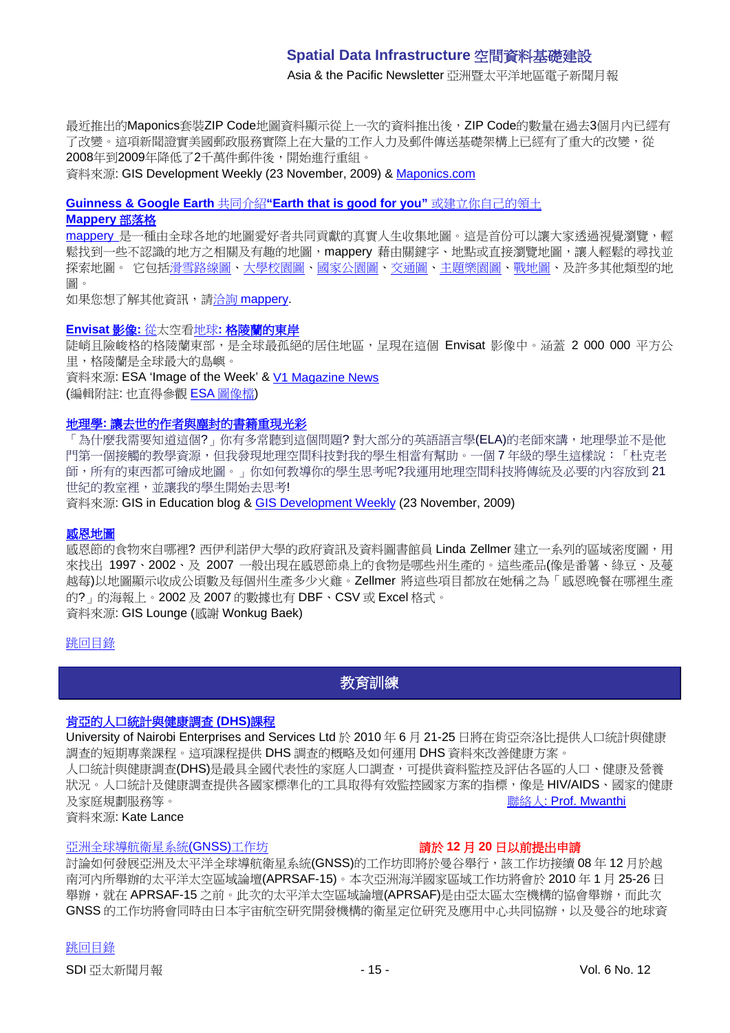最近推出的Maponics套裝ZIP Code地圖資料顯示從上一次的資料推出後，ZIP Code的數量在過去3個月內已經有了改變。這項新聞證實美國郵政服務實際上在大量的工作人力及郵件傳送基礎架構上已經有了重大的改變，從2008年到2009年降低了2千萬件郵件後，開始進行重組。

資料來源: GIS Development Weekly (23 November, 2009) & Maponics.com

**Guinness & Google Earth 共同介紹"Earth that is good for you" 或建立你自己的領土**

**Mappery 部落格**

mappery 是一種由全球各地的地圖愛好者共同貢獻的真實人生收集地圖。這是首份可以讓大家透過視覺瀏覽，輕鬆找到一些不認識的地方之相關及有趣的地圖，mappery 藉由關鍵字、地點或直接瀏覽地圖，讓人輕鬆的尋找並探索地圖。 它包括滑雪路線圖、大學校園圖、國家公園圖、交通圖、主題樂園圖、戰地圖、及許多其他類型的地圖。

如果您想了解其他資訊，請洽詢 mappery.

**Envisat 影像: 從太空看地球: 格陵蘭的東岸**

陡峭且險峻格的格陵蘭東部，是全球最孤絕的居住地區，呈現在這個 Envisat 影像中。涵蓋 2 000 000 平方公里，格陵蘭是全球最大的島嶼。

資料來源: ESA 'Image of the Week' & V1 Magazine News

(編輯附註: 也直得參觀 ESA 圖像檔)

**地理學: 讓去世的作者與塵封的書籍重現光彩**

「為什麼我需要知道這個?」你有多常聽到這個問題? 對大部分的英語語言學(ELA)的老師來講，地理學並不是他門第一個接觸的教學資源，但我發現地理空間科技對我的學生相當有幫助。一個 7 年級的學生這樣說：「杜克老師，所有的東西都可繪成地圖。」你如何教導你的學生思考呢?我運用地理空間科技將傳統及必要的內容放到 21 世紀的教室裡，並讓我的學生開始去思考!

資料來源: GIS in Education blog & GIS Development Weekly (23 November, 2009)

**感恩地圖**

感恩節的食物來自哪裡? 西伊利諾伊大學的政府資訊及資料圖書館員 Linda Zellmer 建立一系列的區域密度圖，用來找出 1997、2002、及 2007 一般出現在感恩節桌上的食物是哪些州生產的。這些產品(像是番薯、綠豆、及蔓越莓)以地圖顯示收成公頃數及每個州生產多少火雞。Zellmer 將這些項目都放在她稱之為「感恩晚餐在哪裡生產的?」的海報上。2002 及 2007 的數據也有 DBF、CSV 或 Excel 格式。

資料來源: GIS Lounge (感謝 Wonkug Baek)

跳回目錄

## 教育訓練

**肯亞的人口統計與健康調查 (DHS)課程**

University of Nairobi Enterprises and Services Ltd 於 2010 年 6 月 21-25 日將在肯亞奈洛比提供人口統計與健康調查的短期專業課程。這項課程提供 DHS 調查的概略及如何運用 DHS 資料來改善健康方案。

人口統計與健康調查(DHS)是最具全國代表性的家庭人口調查，可提供資料監控及評估各區的人口、健康及營養狀況。人口統計及健康調查提供各國家標準化的工具取得有效監控國家方案的指標，像是 HIV/AIDS、國家的健康及家庭規劃服務等。 聯絡人: Prof. Mwanthi

資料來源: Kate Lance

亞洲全球導航衛星系統(GNSS)工作坊 **請於 12 月 20 日以前提出申請**

討論如何發展亞洲及太平洋全球導航衛星系統(GNSS)的工作坊即將於曼谷舉行，該工作坊接續 08 年 12 月於越南河內所舉辦的太平洋太空區域論壇(APRSAF-15)。本次亞洲海洋國家區域工作坊將會於 2010 年 1 月 25-26 日舉辦，就在 APRSAF-15 之前。此次的太平洋太空區域論壇(APRSAF)是由亞太區太空機構的協會舉辦，而此次 GNSS 的工作坊將會同時由日本宇宙航空研究開發機構的衛星定位研究及應用中心共同協辦，以及曼谷的地球資

跳回目錄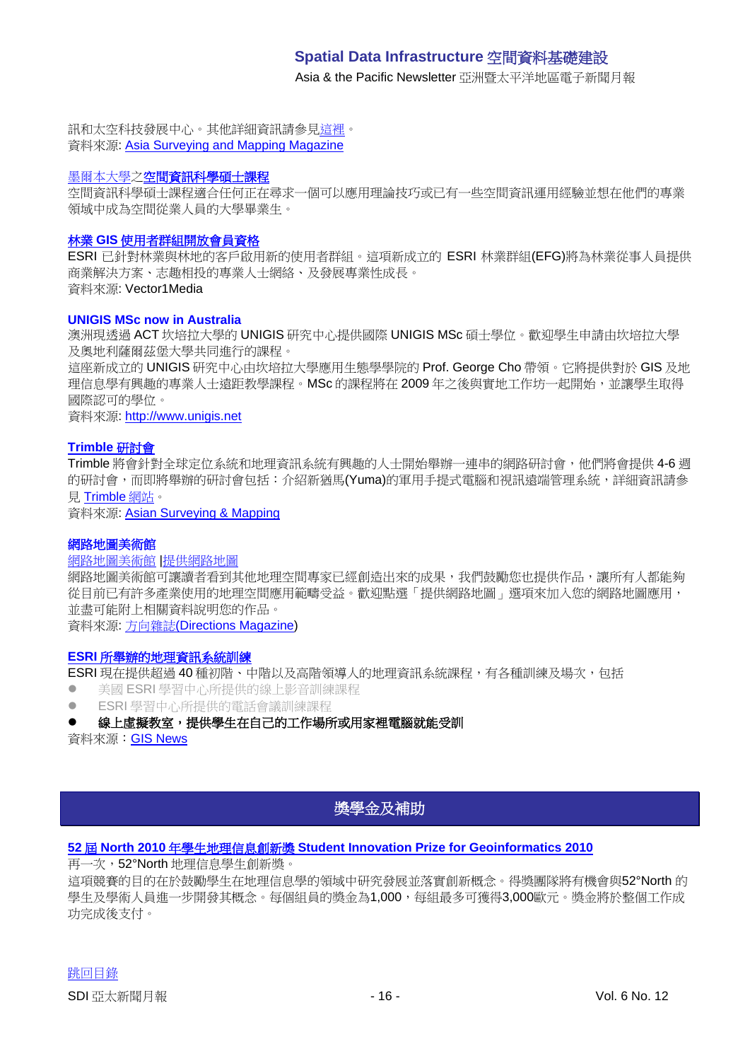訊和太空科技發展中心。其他詳細資訊請參見這裡。
資料來源: Asia Surveying and Mapping Magazine

**墨爾本大學之空間資訊科學碩士課程**

空間資訊科學碩士課程適合任何正在尋求一個可以應用理論技巧或已有一些空間資訊運用經驗並想在他們的專業領域中成為空間從業人員的大學畢業生。

**林業 GIS 使用者群組開放會員資格**

ESRI 已針對林業與林地的客戶啟用新的使用者群組。這項新成立的 ESRI 林業群組(EFG)將為林業從事人員提供商業解決方案、志趣相投的專業人士網絡、及發展專業性成長。
資料來源: Vector1Media

**UNIGIS MSc now in Australia**

澳洲現透過 ACT 坎培拉大學的 UNIGIS 研究中心提供國際 UNIGIS MSc 碩士學位。歡迎學生申請由坎培拉大學及奧地利薩爾茲堡大學共同進行的課程。
這座新成立的 UNIGIS 研究中心由坎培拉大學應用生態學學院的 Prof. George Cho 帶領。它將提供對於 GIS 及地理信息學有興趣的專業人士遠距教學課程。MSc 的課程將在 2009 年之後與實地工作坊一起開始，並讓學生取得國際認可的學位。
資料來源: http://www.unigis.net

**Trimble 研討會**

Trimble 將會針對全球定位系統和地理資訊系統有興趣的人士開始舉辦一連串的網路研討會，他們將會提供 4-6 週的研討會，而即將舉辦的研討會包括：介紹新猶馬(Yuma)的軍用手提式電腦和視訊遠端管理系統，詳細資訊請參見 Trimble 網站。
資料來源: Asian Surveying & Mapping

**網路地圖美術館**

網路地圖美術館 |提供網路地圖
網路地圖美術館可讓讀者看到其他地理空間專家已經創造出來的成果，我們鼓勵您也提供作品，讓所有人都能夠從目前已有許多產業使用的地理空間應用範疇受益。歡迎點選「提供網路地圖」選項來加入您的網路地圖應用，並盡可能附上相關資料說明您的作品。
資料來源: 方向雜誌(Directions Magazine)

**ESRI 所舉辦的地理資訊系統訓練**

ESRI 現在提供超過 40 種初階、中階以及高階領導人的地理資訊系統課程，有各種訓練及場次，包括

- 美國 ESRI 學習中心所提供的線上影音訓練課程
- ESRI 學習中心所提供的電話會議訓練課程
- **線上虛擬教室，提供學生在自己的工作場所或用家裡電腦就能受訓**

資料來源：GIS News

## 獎學金及補助

**52 屆 North 2010 年學生地理信息創新獎 Student Innovation Prize for Geoinformatics 2010**

再一次，52°North 地理信息學生創新獎。
這項競賽的目的在於鼓勵學生在地理信息學的領域中研究發展並落實創新概念。得獎團隊將有機會與52°North 的學生及學術人員進一步開發其概念。每個組員的獎金為1,000，每組最多可獲得3,000歐元。獎金將於整個工作成功完成後支付。

跳回目錄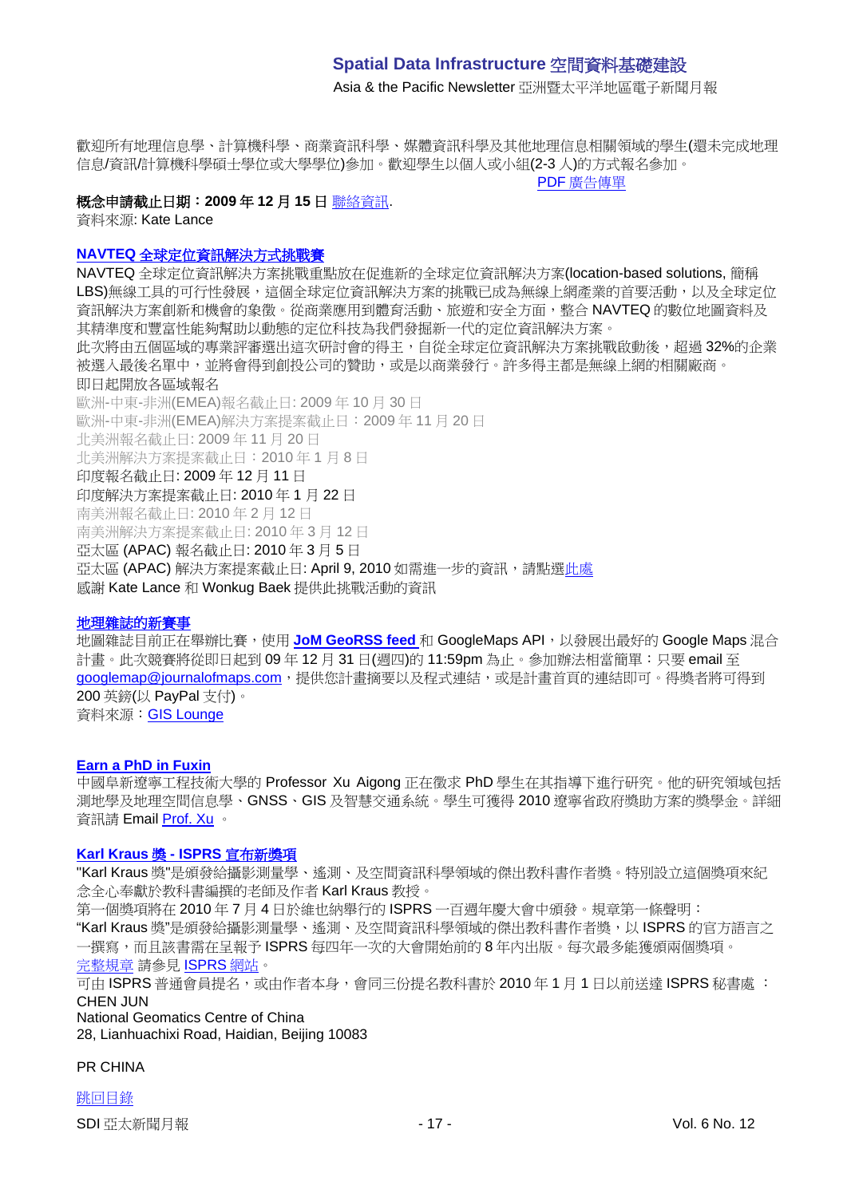歡迎所有地理信息學、計算機科學、商業資訊科學、媒體資訊科學及其他地理信息相關領域的學生(還未完成地理信息/資訊/計算機科學碩士學位或大學學位)參加。歡迎學生以個人或小組(2-3 人)的方式報名參加。

PDF 廣告傳單

**概念申請截止日期：2009 年 12 月 15 日** 聯絡資訊.

資料來源: Kate Lance

### NAVTEQ 全球定位資訊解決方式挑戰賽

NAVTEQ 全球定位資訊解決方案挑戰重點放在促進新的全球定位資訊解決方案(location-based solutions, 簡稱 LBS)無線工具的可行性發展，這個全球定位資訊解決方案的挑戰已成為無線上網產業的首要活動，以及全球定位資訊解決方案創新和機會的象徵。從商業應用到體育活動、旅遊和安全方面，整合 NAVTEQ 的數位地圖資料及其精準度和豐富性能夠幫助以動態的定位科技為我們發掘新一代的定位資訊解決方案。

此次將由五個區域的專業評審選出這次研討會的得主，自從全球定位資訊解決方案挑戰啟動後，超過 32%的企業被選入最後名單中，並將會得到創投公司的贊助，或是以商業發行。許多得主都是無線上網的相關廠商。

即日起開放各區域報名

歐洲-中東-非洲(EMEA)報名截止日: 2009 年 10 月 30 日

歐洲-中東-非洲(EMEA)解決方案提案截止日：2009 年 11 月 20 日

北美洲報名截止日: 2009 年 11 月 20 日

北美洲解決方案提案截止日：2010 年 1 月 8 日

印度報名截止日: 2009 年 12 月 11 日

印度解決方案提案截止日: 2010 年 1 月 22 日

南美洲報名截止日: 2010 年 2 月 12 日

南美洲解決方案提案截止日: 2010 年 3 月 12 日

亞太區 (APAC) 報名截止日: 2010 年 3 月 5 日

亞太區 (APAC) 解決方案提案截止日: April 9, 2010 如需進一步的資訊，請點選此處

感謝 Kate Lance 和 Wonkug Baek 提供此挑戰活動的資訊

### 地理雜誌的新賽事

地圖雜誌目前正在舉辦比賽，使用 **JoM GeoRSS feed** 和 GoogleMaps API，以發展出最好的 Google Maps 混合計畫。此次競賽將從即日起到 09 年 12 月 31 日(週四)的 11:59pm 為止。參加辦法相當簡單：只要 email 至 googlemap@journalofmaps.com，提供您計畫摘要以及程式連結，或是計畫首頁的連結即可。得獎者將可得到 200 英鎊(以 PayPal 支付)。

資料來源：GIS Lounge

### Earn a PhD in Fuxin

中國阜新遼寧工程技術大學的 Professor Xu Aigong 正在徵求 PhD 學生在其指導下進行研究。他的研究領域包括測地學及地理空間信息學、GNSS、GIS 及智慧交通系統。學生可獲得 2010 遼寧省政府獎助方案的獎學金。詳細資訊請 Email Prof. Xu 。

### Karl Kraus 獎 - ISPRS 宣布新獎項

"Karl Kraus 獎"是頒發給攝影測量學、遙測、及空間資訊科學領域的傑出教科書作者獎。特別設立這個獎項來紀念全心奉獻於教科書編撰的老師及作者 Karl Kraus 教授。

第一個獎項將在 2010 年 7 月 4 日於維也納舉行的 ISPRS 一百週年慶大會中頒發。規章第一條聲明：

“Karl Kraus 獎”是頒發給攝影測量學、遙測、及空間資訊科學領域的傑出教科書作者獎，以 ISPRS 的官方語言之一撰寫，而且該書需在呈報予 ISPRS 每四年一次的大會開始前的 8 年內出版。每次最多能獲頒兩個獎項。

完整規章 請參見 ISPRS 網站。

可由 ISPRS 普通會員提名，或由作者本身，會同三份提名教科書於 2010 年 1 月 1 日以前送達 ISPRS 秘書處 ：

CHEN JUN

National Geomatics Centre of China

28, Lianhuachixi Road, Haidian, Beijing 10083

PR CHINA

跳回目錄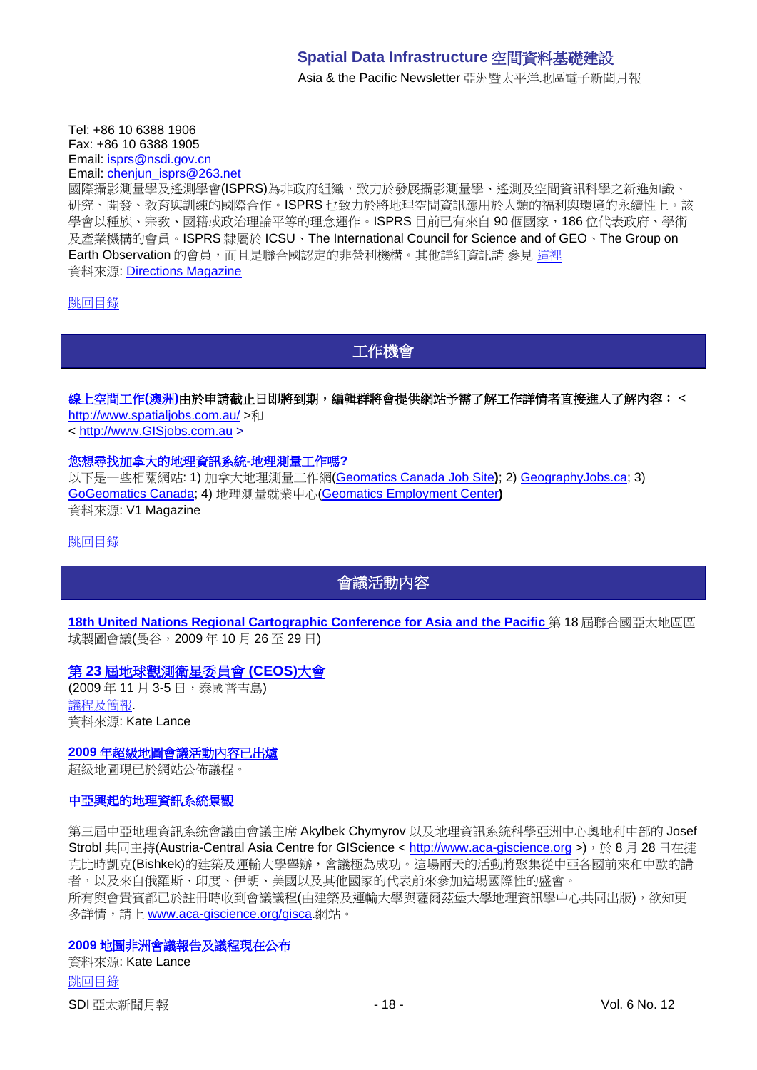Tel: +86 10 6388 1906
Fax: +86 10 6388 1905
Email: isprs@nsdi.gov.cn
Email: chenjun_isprs@263.net
國際攝影測量學及遙測學會(ISPRS)為非政府組織，致力於發展攝影測量學、遙測及空間資訊科學之新進知識、研究、開發、教育與訓練的國際合作。ISPRS 也致力於將地理空間資訊應用於人類的福利與環境的永續性上。該學會以種族、宗教、國籍或政治理論平等的理念運作。ISPRS 目前已有來自 90 個國家，186 位代表政府、學術及產業機構的會員。ISPRS 隸屬於 ICSU、The International Council for Science and of GEO、The Group on Earth Observation 的會員，而且是聯合國認定的非營利機構。其他詳細資訊請 參見 這裡
資料來源: Directions Magazine

跳回目錄

## 工作機會

**線上空間工作(澳洲)由於申請截止日即將到期，編輯群將會提供網站予需了解工作詳情者直接進入了解內容：**< http://www.spatialjobs.com.au/ >和
< http://www.GISjobs.com.au >

**您想尋找加拿大的地理資訊系統-地理測量工作嗎?**
以下是一些相關網站: 1) 加拿大地理測量工作網(Geomatics Canada Job Site); 2) GeographyJobs.ca; 3) GoGeomatics Canada; 4) 地理測量就業中心(Geomatics Employment Center)
資料來源: V1 Magazine

跳回目錄

## 會議活動內容

**18th United Nations Regional Cartographic Conference for Asia and the Pacific** 第 18 屆聯合國亞太地區區域製圖會議(曼谷，2009 年 10 月 26 至 29 日)

**第 23 屆地球觀測衛星委員會 (CEOS)大會**
(2009 年 11 月 3-5 日，泰國普吉島)
議程及簡報.
資料來源: Kate Lance

**2009 年超級地圖會議活動內容已出爐**
超級地圖現已於網站公佈議程。

**中亞興起的地理資訊系統景觀**

第三屆中亞地理資訊系統會議由會議主席 Akylbek Chymyrov 以及地理資訊系統科學亞洲中心奧地利中部的 Josef Strobl 共同主持(Austria-Central Asia Centre for GIScience < http://www.aca-giscience.org >)，於 8 月 28 日在捷克比時凱克(Bishkek)的建築及運輸大學舉辦，會議極為成功。這場兩天的活動將聚集從中亞各國前來和中歐的講者，以及來自俄羅斯、印度、伊朗、美國以及其他國家的代表前來參加這場國際性的盛會。
所有與會貴賓都已於註冊時收到會議議程(由建築及運輸大學與薩爾茲堡大學地理資訊學中心共同出版)，欲知更多詳情，請上 www.aca-giscience.org/gisca.網站。

**2009 地圖非洲會議報告及議程現在公布**
資料來源: Kate Lance
跳回目錄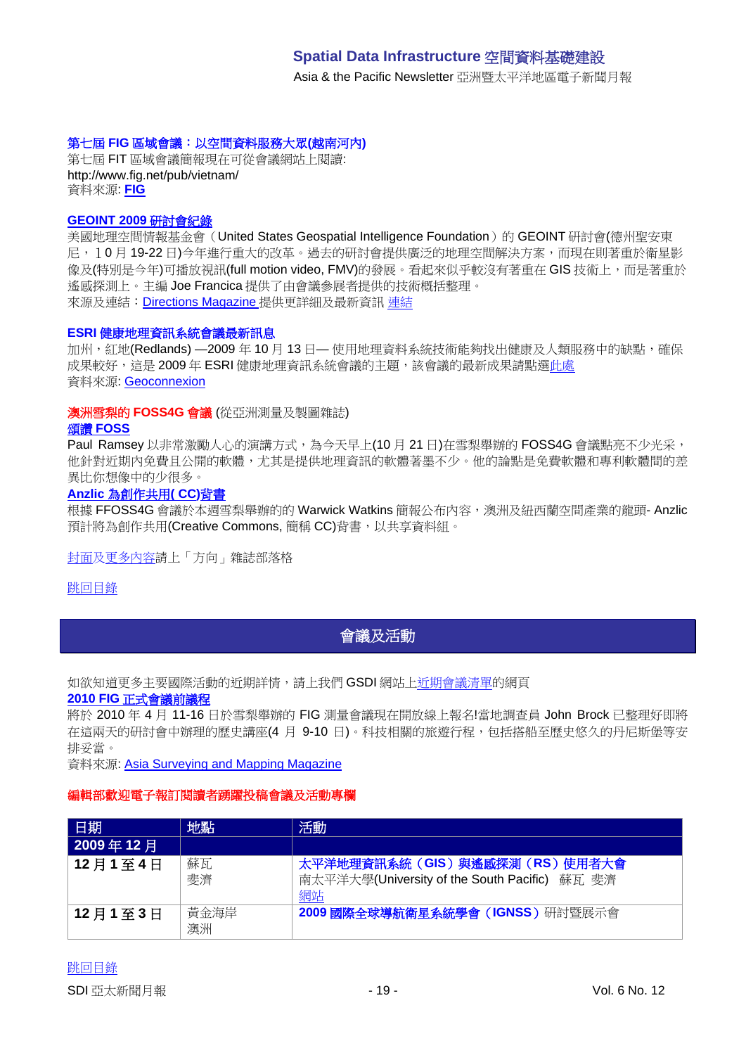### 第七屆 FIG 區域會議：以空間資料服務大眾(越南河內)

第七屆 FIT 區域會議簡報現在可從會議網站上閱讀:
http://www.fig.net/pub/vietnam/
資料來源: **FIG**

### GEOINT 2009 研討會紀錄

美國地理空間情報基金會（United States Geospatial Intelligence Foundation）的 GEOINT 研討會(德州聖安東尼，10 月 19-22 日)今年進行重大的改革。過去的研討會提供廣泛的地理空間解決方案，而現在則著重於衛星影像及(特別是今年)可播放視訊(full motion video, FMV)的發展。看起來似乎較沒有著重在 GIS 技術上，而是著重於遙感探測上。主編 Joe Francica 提供了由會議參展者提供的技術概括整理。
來源及連結：Directions Magazine 提供更詳細及最新資訊 連結

### ESRI 健康地理資訊系統會議最新訊息

加州，紅地(Redlands) —2009 年 10 月 13 日— 使用地理資料系統技術能夠找出健康及人類服務中的缺點，確保成果較好，這是 2009 年 ESRI 健康地理資訊系統會議的主題，該會議的最新成果請點選此處
資料來源: Geoconnexion

### 澳洲雪梨的 FOSS4G 會議 (從亞洲測量及製圖雜誌)

**頌讚 FOSS**

Paul Ramsey 以非常激勵人心的演講方式，為今天早上(10 月 21 日)在雪梨舉辦的 FOSS4G 會議點亮不少光采，他針對近期內免費且公開的軟體，尤其是提供地理資訊的軟體著墨不少。他的論點是免費軟體和專利軟體間的差異比你想像中的少很多。

**Anzlic 為創作共用( CC)背書**

根據 FFOSS4G 會議於本週雪梨舉辦的的 Warwick Watkins 簡報公布內容，澳洲及紐西蘭空間產業的龍頭- Anzlic 預計將為創作共用(Creative Commons, 簡稱 CC)背書，以共享資料組。

封面及更多內容請上「方向」雜誌部落格

跳回目錄

## 會議及活動

如欲知道更多主要國際活動的近期詳情，請上我們 GSDI 網站上近期會議清單的網頁

**2010 FIG 正式會議前議程**

將於 2010 年 4 月 11-16 日於雪梨舉辦的 FIG 測量會議現在開放線上報名!當地調查員 John Brock 已整理好即將在這兩天的研討會中辦理的歷史講座(4 月 9-10 日)。科技相關的旅遊行程，包括搭船至歷史悠久的丹尼斯堡等安排妥當。
資料來源: Asia Surveying and Mapping Magazine

**編輯部歡迎電子報訂閱讀者踴躍投稿會議及活動專欄**

| 日期 | 地點 | 活動 |
|---|---|---|
| **2009 年 12 月** | | |
| **12 月 1 至 4 日** | 蘇瓦<br>斐濟 | **太平洋地理資訊系統（GIS）與遙感探測（RS）使用者大會**<br>南太平洋大學(University of the South Pacific) 蘇瓦 斐濟<br>網站 |
| **12 月 1 至 3 日** | 黃金海岸<br>澳洲 | **2009 國際全球導航衛星系統學會（IGNSS）**研討暨展示會 |

跳回目錄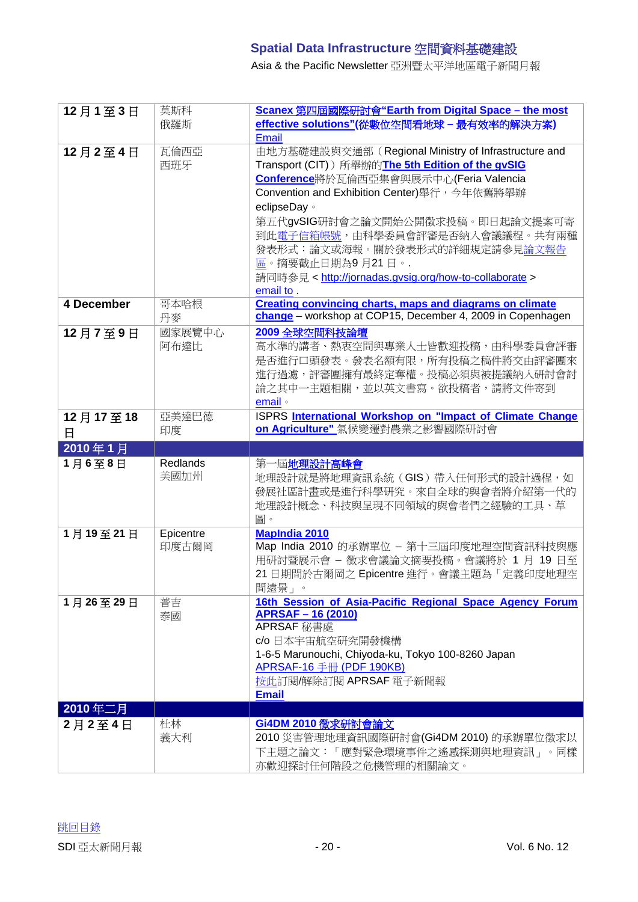| | | |
|---|---|---|
| **12 月 1 至 3 日** | 莫斯科<br>俄羅斯 | **Scanex 第四屆國際研討會"Earth from Digital Space – the most effective solutions"(從數位空間看地球 – 最有效率的解決方案)**<br>Email |
| **12 月 2 至 4 日** | 瓦倫西亞<br>西班牙 | 由地方基礎建設與交通部（Regional Ministry of Infrastructure and Transport (CIT)）所舉辦的**The 5th Edition of the gvSIG Conference**將於瓦倫西亞集會與展示中心(Feria Valencia Convention and Exhibition Center)舉行，今年依舊將舉辦 eclipseDay。<br>第五代gvSIG研討會之論文開始公開徵求投稿。即日起論文提案可寄到此電子信箱帳號，由科學委員會評審是否納入會議議程。共有兩種發表形式：論文或海報。關於發表形式的詳細規定請參見論文報告區。摘要截止日期為9 月21 日。.<br>請同時參見 < http://jornadas.gvsig.org/how-to-collaborate ><br>email to . |
| **4 December** | 哥本哈根<br>丹麥 | **Creating convincing charts, maps and diagrams on climate change** – workshop at COP15, December 4, 2009 in Copenhagen |
| **12 月 7 至 9 日** | 國家展覽中心<br>阿布達比 | **2009 全球空間科技論壇**<br>高水準的講者、熱衷空間與專業人士皆歡迎投稿，由科學委員會評審是否進行口頭發表。發表名額有限，所有投稿之稿件將交由評審團來進行過濾，評審團擁有最終定奪權。投稿必須與被提議納入研討會討論之其中一主題相關，並以英文書寫。欲投稿者，請將文件寄到 email。 |
| **12 月 17 至 18 日** | 亞美達巴德<br>印度 | ISPRS **International Workshop on "Impact of Climate Change on Agriculture"** 氣候變遷對農業之影響國際研討會 |
| **2010 年 1 月** | | |
| **1 月 6 至 8 日** | Redlands<br>美國加州 | 第一屆**地理設計高峰會**<br>地理設計就是將地理資訊系統（GIS）帶入任何形式的設計過程，如發展社區計畫或是進行科學研究。來自全球的與會者將介紹第一代的地理設計概念、科技與呈現不同領域的與會者們之經驗的工具、草圖。 |
| **1 月 19 至 21 日** | Epicentre<br>印度古爾岡 | **MapIndia 2010**<br>Map India 2010 的承辦單位 – 第十三屆印度地理空間資訊科技與應用研討暨展示會 – 徵求會議論文摘要投稿。會議將於 1 月 19 日至 21 日期間於古爾岡之 Epicentre 進行。會議主題為「定義印度地理空間遠景」。 |
| **1 月 26 至 29 日** | 曼吉<br>泰國 | **16th Session of Asia-Pacific Regional Space Agency Forum APRSAF – 16 (2010)**<br>APRSAF 秘書處<br>c/o 日本宇宙航空研究開發機構<br>1-6-5 Marunouchi, Chiyoda-ku, Tokyo 100-8260 Japan<br>APRSAF-16 手冊 (PDF 190KB)<br>按此訂閱/解除訂閱 APRSAF 電子新聞報<br>**Email** |
| **2010 年二月** | | |
| **2 月 2 至 4 日** | 杜林<br>義大利 | **Gi4DM 2010 徵求研討會論文**<br>2010 災害管理地理資訊國際研討會(Gi4DM 2010) 的承辦單位徵求以下主題之論文：「應對緊急環境事件之遙感探測與地理資訊」。同樣亦歡迎探討任何階段之危機管理的相關論文。 |

跳回目錄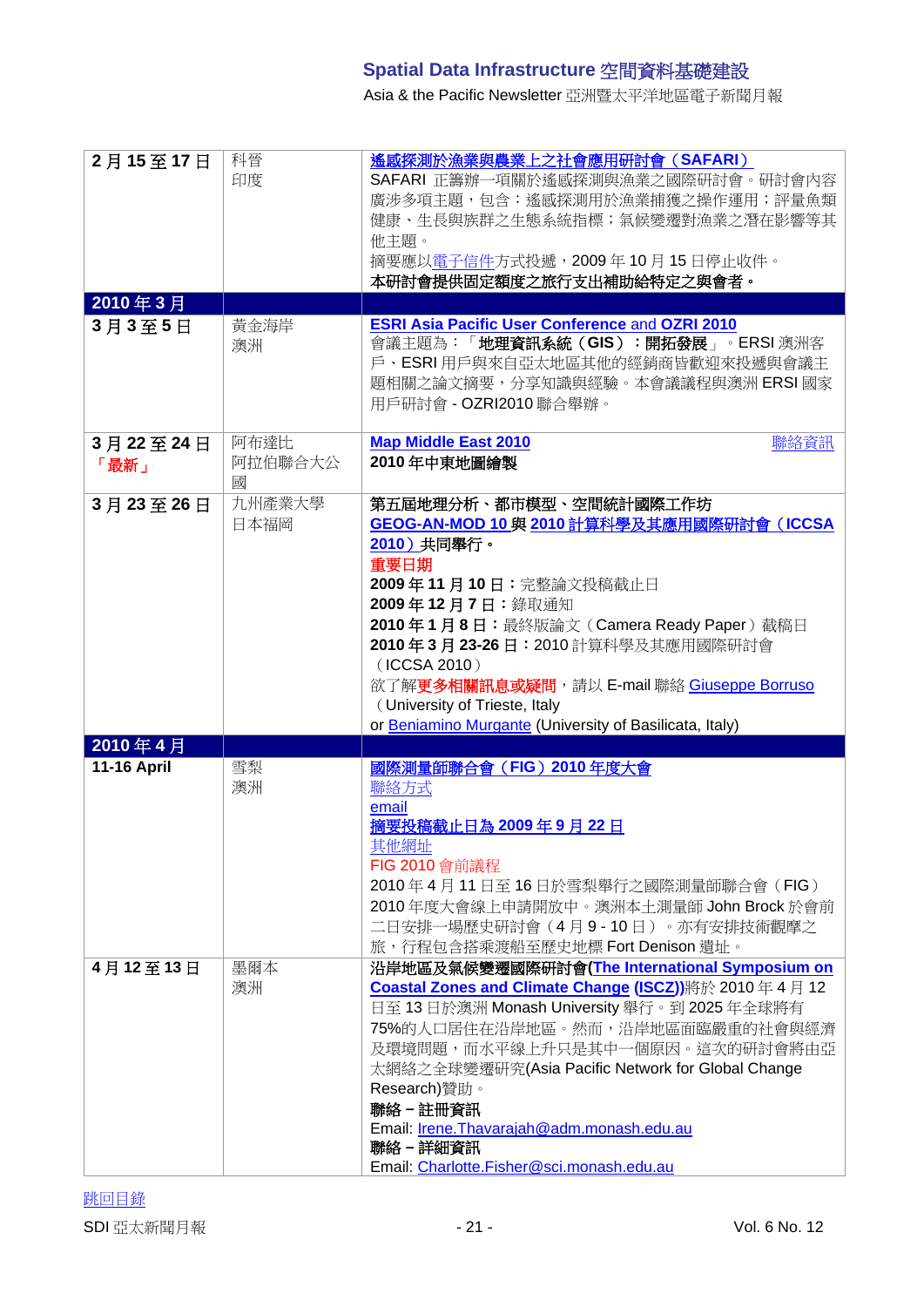| | | |
|---|---|---|
| **2 月 15 至 17 日** | 科晉<br>印度 | **遙感探測於漁業與農業上之社會應用研討會（SAFARI）**<br>SAFARI 正籌辦一項關於遙感探測與漁業之國際研討會。研討會內容廣涉多項主題，包含：遙感探測用於漁業捕獲之操作運用；評量魚類健康、生長與族群之生態系統指標；氣候變遷對漁業之潛在影響等其他主題。<br>摘要應以電子信件方式投遞，2009 年 10 月 15 日停止收件。<br>**本研討會提供固定額度之旅行支出補助給特定之與會者。** |
| **2010 年 3 月** | | |
| **3 月 3 至 5 日** | 黃金海岸<br>澳洲 | **ESRI Asia Pacific User Conference and OZRI 2010**<br>會議主題為：「**地理資訊系統（GIS）：開拓發展**」。ERSI 澳洲客戶、ESRI 用戶與來自亞太地區其他的經銷商皆歡迎來投遞與會議主題相關之論文摘要，分享知識與經驗。本會議議程與澳洲 ERSI 國家用戶研討會 - OZRI2010 聯合舉辦。 |
| **3 月 22 至 24 日**<br>**「最新」** | 阿布達比<br>阿拉伯聯合大公國 | **Map Middle East 2010** 聯絡資訊<br>**2010 年中東地圖繪製** |
| **3 月 23 至 26 日** | 九州產業大學<br>日本福岡 | **第五屆地理分析、都市模型、空間統計國際工作坊**<br>**GEOG-AN-MOD 10 與 2010 計算科學及其應用國際研討會（ICCSA 2010）共同舉行。**<br>**重要日期**<br>**2009 年 11 月 10 日：**完整論文投稿截止日<br>**2009 年 12 月 7 日：**錄取通知<br>**2010 年 1 月 8 日：**最終版論文（Camera Ready Paper）截稿日<br>**2010 年 3 月 23-26 日：**2010 計算科學及其應用國際研討會（ICCSA 2010）<br>欲了解**更多相關訊息或疑問**，請以 E-mail 聯絡 Giuseppe Borruso（University of Trieste, Italy<br>or Beniamino Murgante (University of Basilicata, Italy) |
| **2010 年 4 月** | | |
| **11-16 April** | 雪梨<br>澳洲 | **國際測量師聯合會（FIG）2010 年度大會**<br>聯絡方式<br>email<br>**摘要投稿截止日為 2009 年 9 月 22 日**<br>其他網址<br>FIG 2010 會前議程<br>2010 年 4 月 11 日至 16 日於雪梨舉行之國際測量師聯合會（FIG）2010 年度大會線上申請開放中。澳洲本土測量師 John Brock 於會前二日安排一場歷史研討會（4 月 9 - 10 日）。亦有安排技術觀摩之旅，行程包含搭乘渡船至歷史地標 Fort Denison 遺址。 |
| **4 月 12 至 13 日** | 墨爾本<br>澳洲 | **沿岸地區及氣候變遷國際研討會(The International Symposium on Coastal Zones and Climate Change (ISCZ))**將於 2010 年 4 月 12 日至 13 日於澳洲 Monash University 舉行。到 2025 年全球將有 75%的人口居住在沿岸地區。然而，沿岸地區面臨嚴重的社會與經濟及環境問題，而水平線上升只是其中一個原因。這次的研討會將由亞太網絡之全球變遷研究(Asia Pacific Network for Global Change Research)贊助。<br>**聯絡－註冊資訊**<br>Email: Irene.Thavarajah@adm.monash.edu.au<br>**聯絡－詳細資訊**<br>Email: Charlotte.Fisher@sci.monash.edu.au |

跳回目錄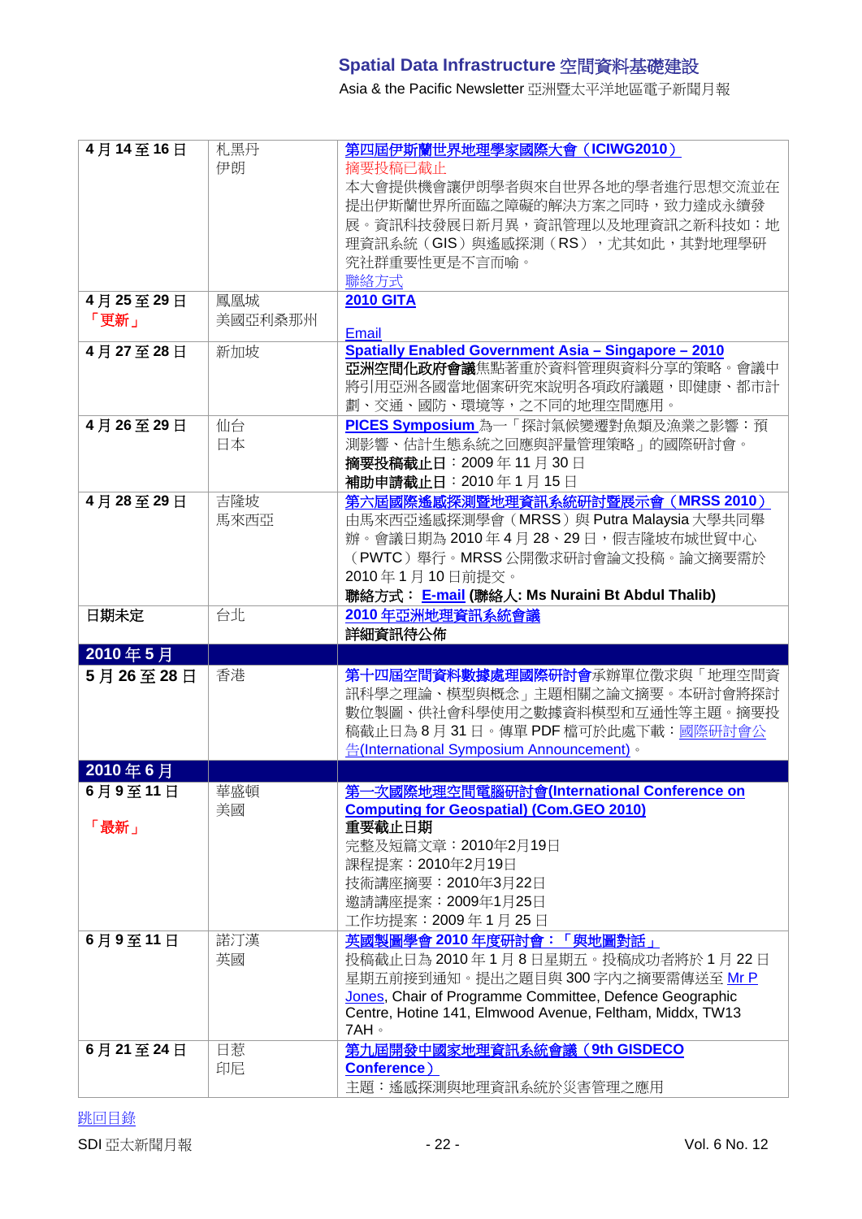| | | |
|---|---|---|
| **4 月 14 至 16 日** | 札黑丹<br>伊朗 | 第四屆伊斯蘭世界地理學家國際大會（ICIWG2010）<br>摘要投稿已截止<br>本大會提供機會讓伊朗學者與來自世界各地的學者進行思想交流並在提出伊斯蘭世界所面臨之障礙的解決方案之同時，致力達成永續發展。資訊科技發展日新月異，資訊管理以及地理資訊之新科技如：地理資訊系統（GIS）與遙感探測（RS），尤其如此，其對地理學研究社群重要性更是不言而喻。<br>聯絡方式 |
| **4 月 25 至 29 日**<br>「更新」 | 鳳凰城<br>美國亞利桑那州 | **2010 GITA**<br><br>Email |
| **4 月 27 至 28 日** | 新加坡 | **Spatially Enabled Government Asia – Singapore – 2010**<br>**亞洲空間化政府會議**焦點著重於資料管理與資料分享的策略。會議中將引用亞洲各國當地個案研究來說明各項政府議題，即健康、都市計劃、交通、國防、環境等，之不同的地理空間應用。 |
| **4 月 26 至 29 日** | 仙台<br>日本 | **PICES Symposium** 為一「探討氣候變遷對魚類及漁業之影響：預測影響、估計生態系統之回應與評量管理策略」的國際研討會。<br>**摘要投稿截止日**：2009 年 11 月 30 日<br>**補助申請截止日**：2010 年 1 月 15 日 |
| **4 月 28 至 29 日** | 吉隆坡<br>馬來西亞 | **第六屆國際遙感探測暨地理資訊系統研討暨展示會（MRSS 2010）**<br>由馬來西亞遙感探測學會（MRSS）與 Putra Malaysia 大學共同舉辦。會議日期為 2010 年 4 月 28、29 日，假吉隆坡布城世貿中心（PWTC）舉行。MRSS 公開徵求研討會論文投稿。論文摘要需於 2010 年 1 月 10 日前提交。<br>**聯絡方式： E-mail (聯絡人: Ms Nuraini Bt Abdul Thalib)** |
| **日期未定** | 台北 | **2010 年亞洲地理資訊系統會議**<br>**詳細資訊待公佈** |
| **2010 年 5 月** | | |
| **5 月 26 至 28 日** | 香港 | **第十四屆空間資料數據處理國際研討會**承辦單位徵求與「地理空間資訊科學之理論、模型與概念」主題相關之論文摘要。本研討會將探討數位製圖、供社會科學使用之數據資料模型和互通性等主題。摘要投稿截止日為 8 月 31 日。傳單 PDF 檔可於此處下載：國際研討會公告(International Symposium Announcement)。 |
| **2010 年 6 月** | | |
| **6 月 9 至 11 日**<br><br>「最新」 | 華盛頓<br>美國 | **第一次國際地理空間電腦研討會(International Conference on Computing for Geospatial) (Com.GEO 2010)**<br>**重要截止日期**<br>完整及短篇文章：2010年2月19日<br>課程提案：2010年2月19日<br>技術講座摘要：2010年3月22日<br>邀請講座提案：2009年1月25日<br>工作坊提案：2009 年 1 月 25 日 |
| **6 月 9 至 11 日** | 諾汀漢<br>英國 | **英國製圖學會 2010 年度研討會：「與地圖對話」**<br>投稿截止日為 2010 年 1 月 8 日星期五。投稿成功者將於 1 月 22 日星期五前接到通知。提出之題目與 300 字內之摘要需傳送至 Mr P Jones, Chair of Programme Committee, Defence Geographic Centre, Hotine 141, Elmwood Avenue, Feltham, Middx, TW13 7AH。 |
| **6 月 21 至 24 日** | 日惹<br>印尼 | **第九屆開發中國家地理資訊系統會議（9th GISDECO Conference）**<br>主題：遙感探測與地理資訊系統於災害管理之應用 |

跳回目錄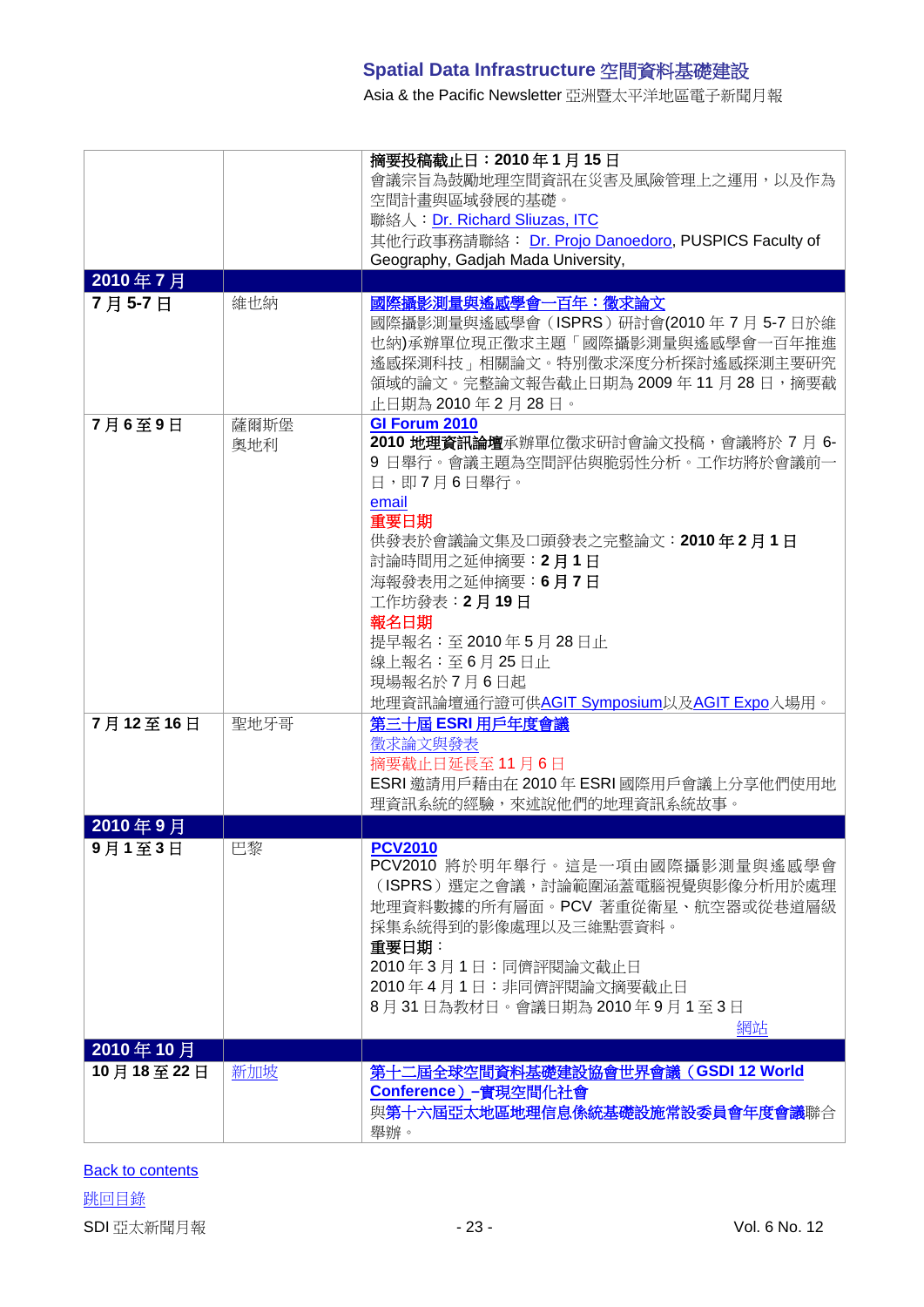| | | |
|---|---|---|
| | | **摘要投稿截止日：2010 年 1 月 15 日**<br>會議宗旨為鼓勵地理空間資訊在災害及風險管理上之運用，以及作為空間計畫與區域發展的基礎。<br>聯絡人：Dr. Richard Sluizas, ITC<br>其他行政事務請聯絡： Dr. Projo Danoedoro, PUSPICS Faculty of Geography, Gadjah Mada University, |
| **2010 年 7 月** | | |
| **7 月 5-7 日** | 維也納 | **國際攝影測量與遙感學會一百年：徵求論文**<br>國際攝影測量與遙感學會（ISPRS）研討會(2010 年 7 月 5-7 日於維也納)承辦單位現正徵求主題「國際攝影測量與遙感學會一百年推進遙感探測科技」相關論文。特別徵求深度分析探討遙感探測主要研究領域的論文。完整論文報告截止日期為 2009 年 11 月 28 日，摘要截止日期為 2010 年 2 月 28 日。 |
| **7 月 6 至 9 日** | 薩爾斯堡<br>奧地利 | **GI Forum 2010**<br>**2010 地理資訊論壇**承辦單位徵求研討會論文投稿，會議將於 7 月 6-9 日舉行。會議主題為空間評估與脆弱性分析。工作坊將於會議前一日，即 7 月 6 日舉行。<br>email<br>**重要日期**<br>供發表於會議論文集及口頭發表之完整論文：**2010 年 2 月 1 日**<br>討論時間用之延伸摘要：**2 月 1 日**<br>海報發表用之延伸摘要：**6 月 7 日**<br>工作坊發表：**2 月 19 日**<br>**報名日期**<br>提早報名：至 2010 年 5 月 28 日止<br>線上報名：至 6 月 25 日止<br>現場報名於 7 月 6 日起<br>地理資訊論壇通行證可供AGIT Symposium以及AGIT Expo入場用。 |
| **7 月 12 至 16 日** | 聖地牙哥 | **第三十屆 ESRI 用戶年度會議**<br>徵求論文與發表<br>摘要截止日延長至 11 月 6 日<br>ESRI 邀請用戶藉由在 2010 年 ESRI 國際用戶會議上分享他們使用地理資訊系統的經驗，來述說他們的地理資訊系統故事。 |
| **2010 年 9 月** | | |
| **9 月 1 至 3 日** | 巴黎 | **PCV2010**<br>PCV2010 將於明年舉行。這是一項由國際攝影測量與遙感學會（ISPRS）選定之會議，討論範圍涵蓋電腦視覺與影像分析用於處理地理資料數據的所有層面。PCV 著重從衛星、航空器或從巷道層級採集系統得到的影像處理以及三維點雲資料。<br>**重要日期**：<br>2010 年 3 月 1 日：同儕評閱論文截止日<br>2010 年 4 月 1 日：非同儕評閱論文摘要截止日<br>8 月 31 日為教材日。會議日期為 2010 年 9 月 1 至 3 日<br>網站 |
| **2010 年 10 月** | | |
| **10 月 18 至 22 日** | 新加坡 | **第十二屆全球空間資料基礎建設協會世界會議（GSDI 12 World Conference）–實現空間化社會**<br>與**第十六屆亞太地區地理信息係統基礎設施常設委員會年度會議**聯合舉辦。 |

Back to contents

跳回目錄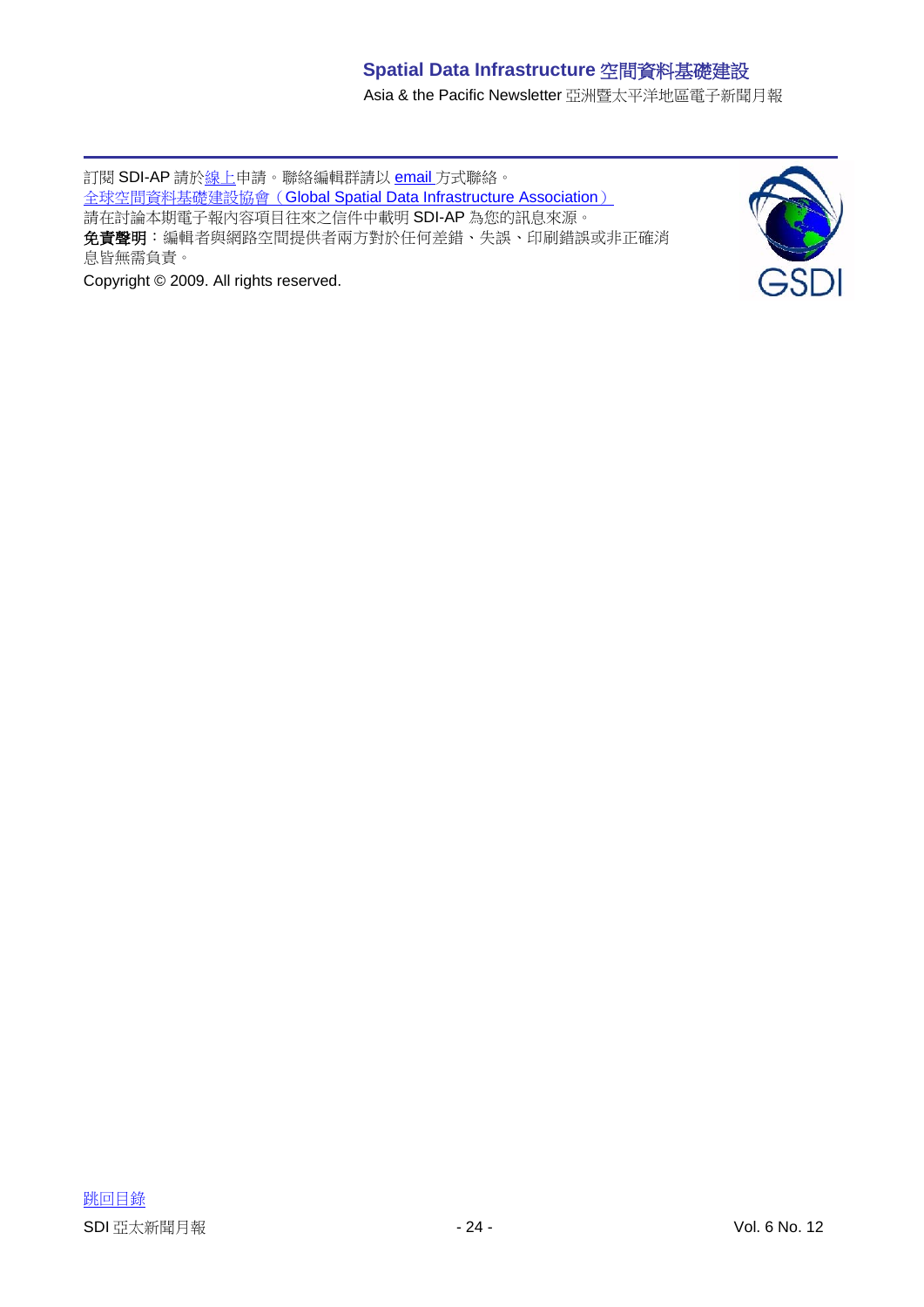訂閱 SDI-AP 請於線上申請。聯絡編輯群請以 email 方式聯絡。

全球空間資料基礎建設協會（Global Spatial Data Infrastructure Association）

請在討論本期電子報內容項目往來之信件中載明 SDI-AP 為您的訊息來源。

**免責聲明**：編輯者與網路空間提供者兩方對於任何差錯、失誤、印刷錯誤或非正確消息皆無需負責。

Copyright © 2009. All rights reserved.

跳回目錄